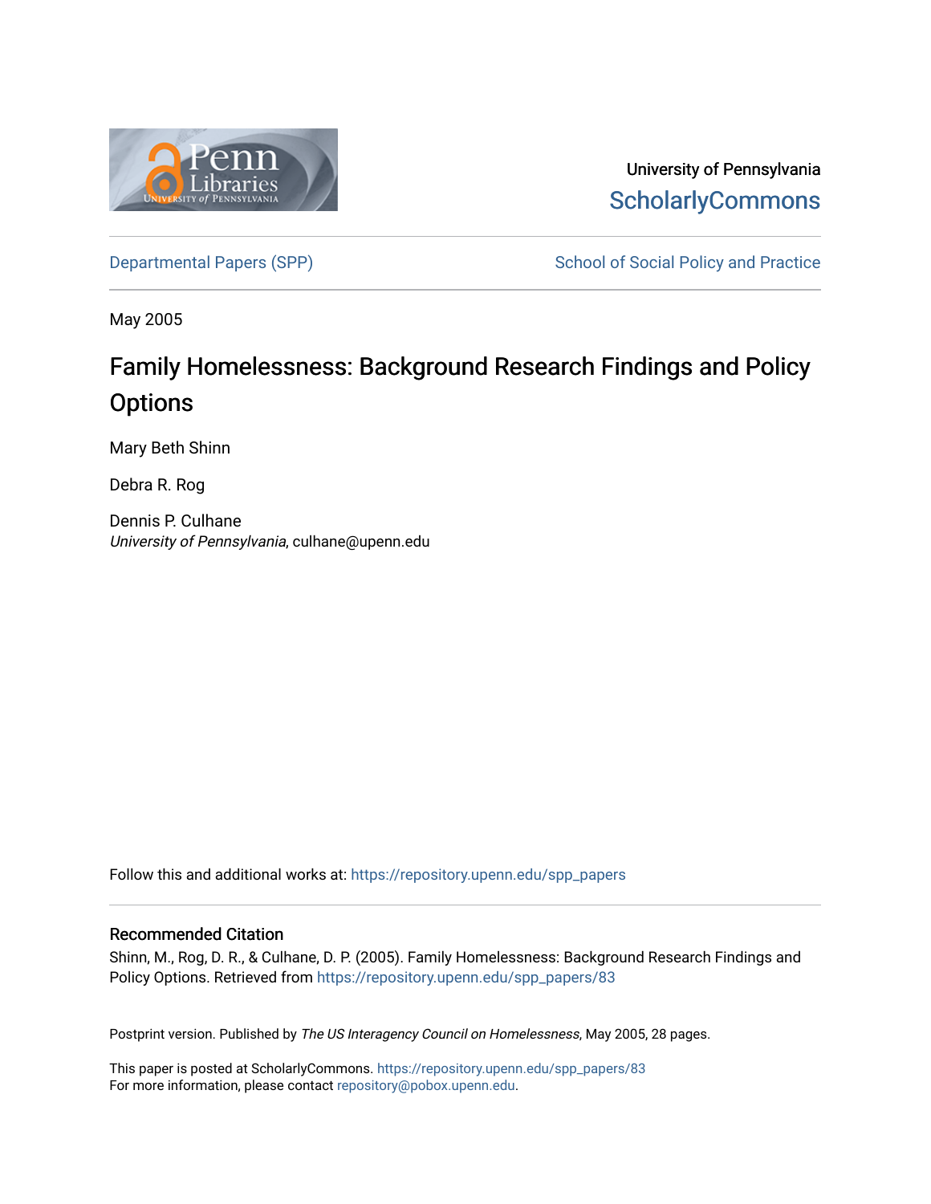University of Pennsylvania

ScholarlyCommons

Departmental Papers (SPP) | School of Social Policy and Practice

May 2005

# Family Homelessness: Background Research Findings and Policy Options

Mary Beth Shinn

Debra R. Rog

Dennis P. Culhane
*University of Pennsylvania*, culhane@upenn.edu

Follow this and additional works at: https://repository.upenn.edu/spp_papers

### Recommended Citation

Shinn, M., Rog, D. R., & Culhane, D. P. (2005). Family Homelessness: Background Research Findings and Policy Options. Retrieved from https://repository.upenn.edu/spp_papers/83

Postprint version. Published by *The US Interagency Council on Homelessness*, May 2005, 28 pages.

This paper is posted at ScholarlyCommons. https://repository.upenn.edu/spp_papers/83
For more information, please contact repository@pobox.upenn.edu.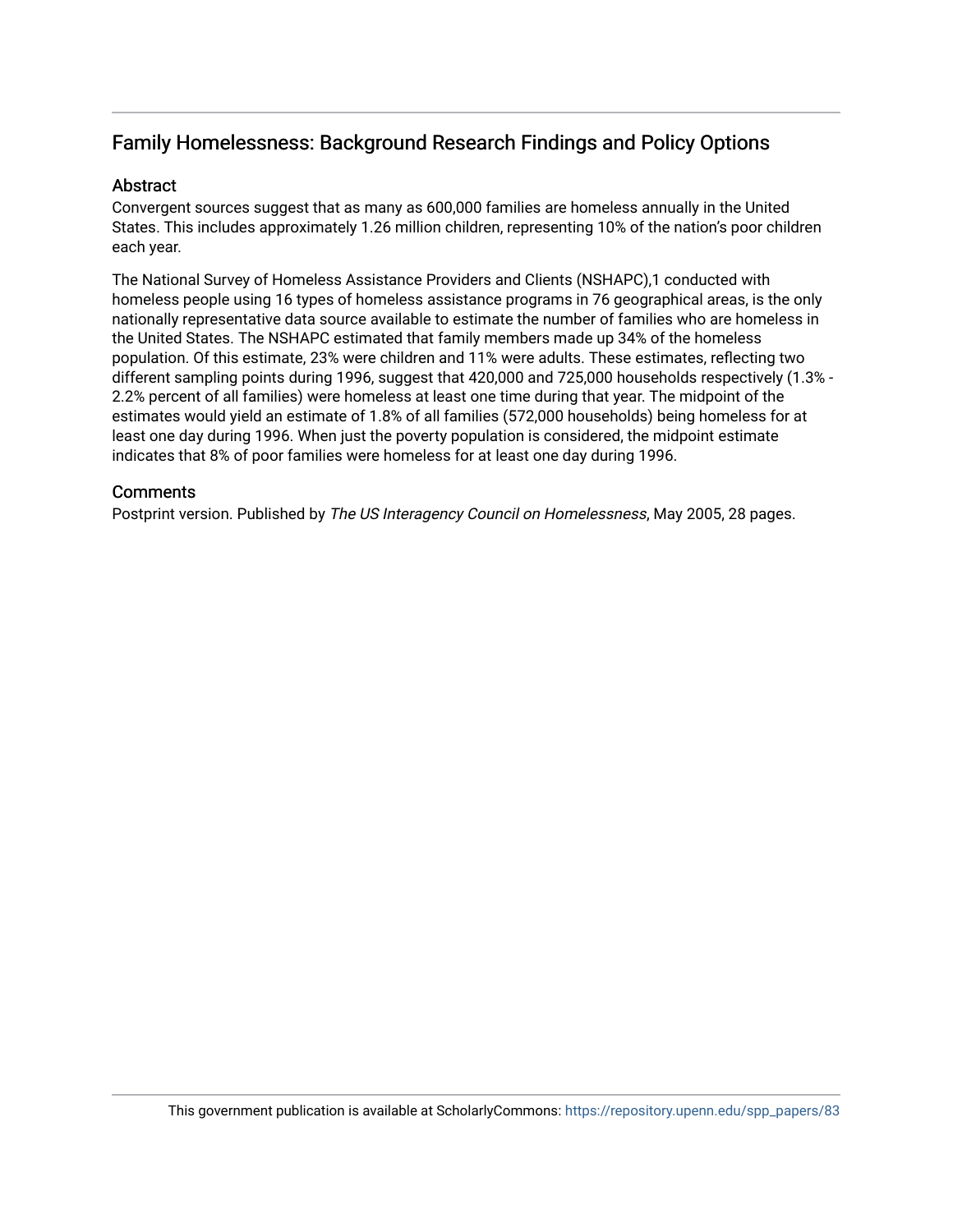## Family Homelessness: Background Research Findings and Policy Options

### Abstract

Convergent sources suggest that as many as 600,000 families are homeless annually in the United States. This includes approximately 1.26 million children, representing 10% of the nation's poor children each year.

The National Survey of Homeless Assistance Providers and Clients (NSHAPC),1 conducted with homeless people using 16 types of homeless assistance programs in 76 geographical areas, is the only nationally representative data source available to estimate the number of families who are homeless in the United States. The NSHAPC estimated that family members made up 34% of the homeless population. Of this estimate, 23% were children and 11% were adults. These estimates, reflecting two different sampling points during 1996, suggest that 420,000 and 725,000 households respectively (1.3% - 2.2% percent of all families) were homeless at least one time during that year. The midpoint of the estimates would yield an estimate of 1.8% of all families (572,000 households) being homeless for at least one day during 1996. When just the poverty population is considered, the midpoint estimate indicates that 8% of poor families were homeless for at least one day during 1996.

### Comments

Postprint version. Published by *The US Interagency Council on Homelessness*, May 2005, 28 pages.

This government publication is available at ScholarlyCommons: https://repository.upenn.edu/spp_papers/83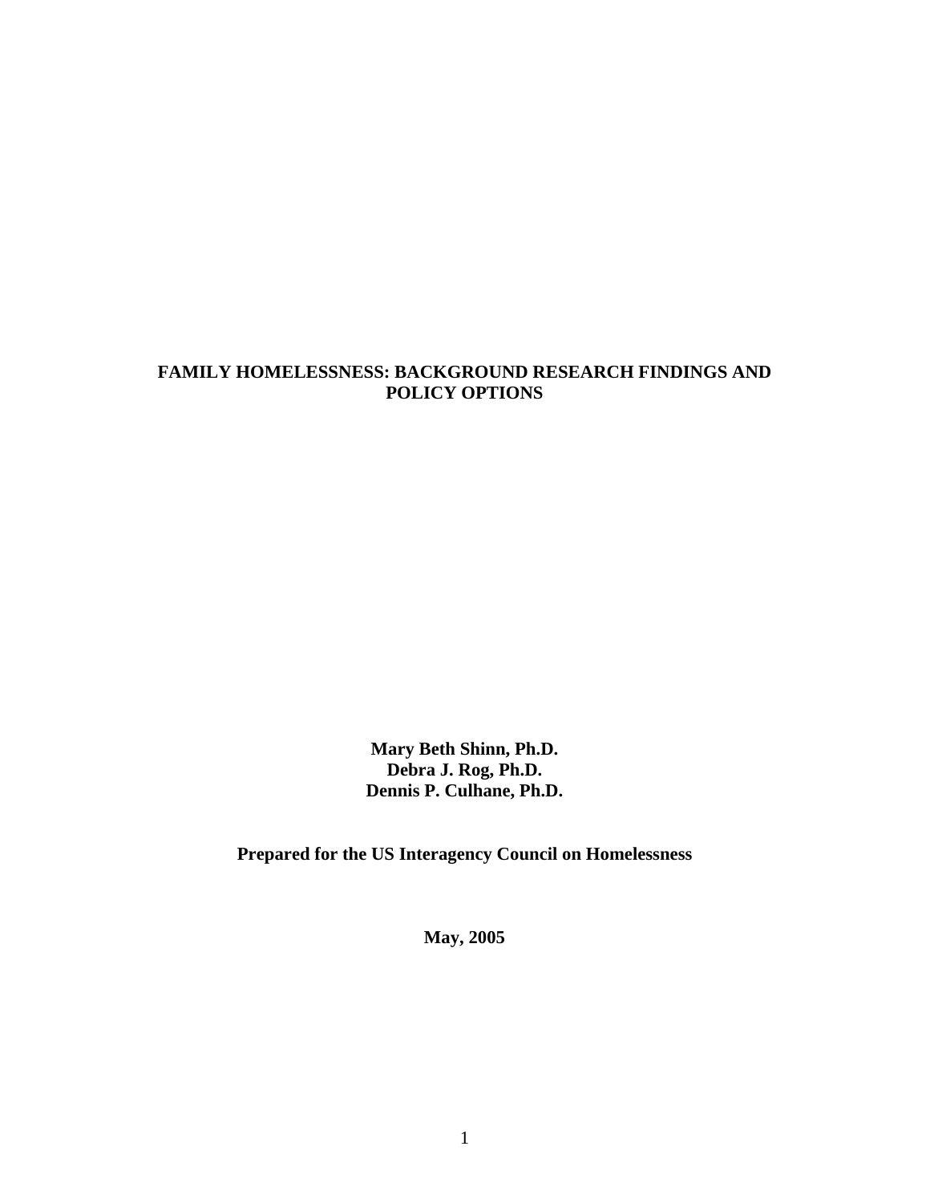# FAMILY HOMELESSNESS: BACKGROUND RESEARCH FINDINGS AND POLICY OPTIONS

**Mary Beth Shinn, Ph.D.**
**Debra J. Rog, Ph.D.**
**Dennis P. Culhane, Ph.D.**

**Prepared for the US Interagency Council on Homelessness**

**May, 2005**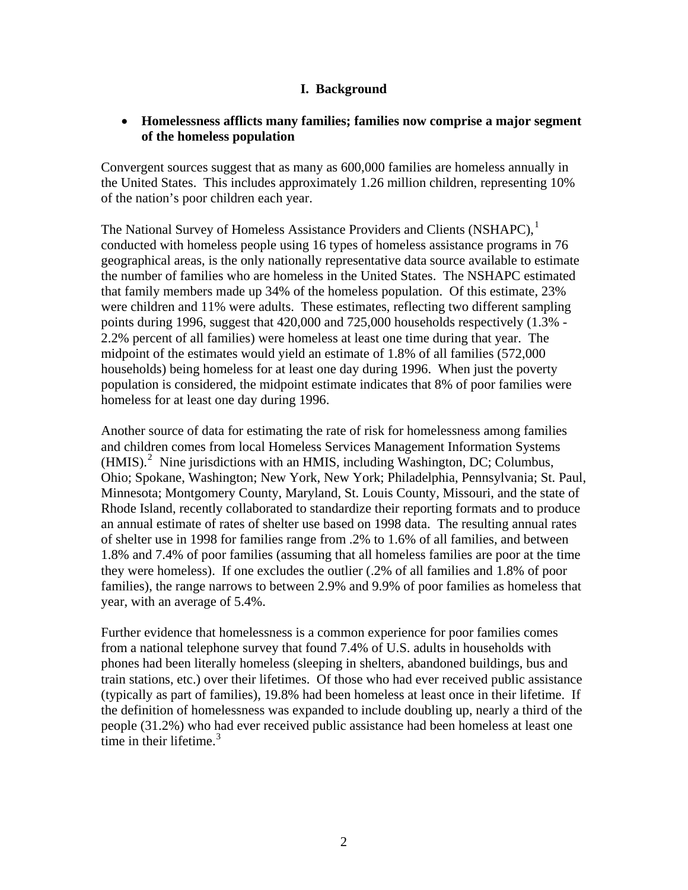## I. Background

- **Homelessness afflicts many families; families now comprise a major segment of the homeless population**

Convergent sources suggest that as many as 600,000 families are homeless annually in the United States. This includes approximately 1.26 million children, representing 10% of the nation's poor children each year.

The National Survey of Homeless Assistance Providers and Clients (NSHAPC),[1] conducted with homeless people using 16 types of homeless assistance programs in 76 geographical areas, is the only nationally representative data source available to estimate the number of families who are homeless in the United States. The NSHAPC estimated that family members made up 34% of the homeless population. Of this estimate, 23% were children and 11% were adults. These estimates, reflecting two different sampling points during 1996, suggest that 420,000 and 725,000 households respectively (1.3% - 2.2% percent of all families) were homeless at least one time during that year. The midpoint of the estimates would yield an estimate of 1.8% of all families (572,000 households) being homeless for at least one day during 1996. When just the poverty population is considered, the midpoint estimate indicates that 8% of poor families were homeless for at least one day during 1996.

Another source of data for estimating the rate of risk for homelessness among families and children comes from local Homeless Services Management Information Systems (HMIS).[2] Nine jurisdictions with an HMIS, including Washington, DC; Columbus, Ohio; Spokane, Washington; New York, New York; Philadelphia, Pennsylvania; St. Paul, Minnesota; Montgomery County, Maryland, St. Louis County, Missouri, and the state of Rhode Island, recently collaborated to standardize their reporting formats and to produce an annual estimate of rates of shelter use based on 1998 data. The resulting annual rates of shelter use in 1998 for families range from .2% to 1.6% of all families, and between 1.8% and 7.4% of poor families (assuming that all homeless families are poor at the time they were homeless). If one excludes the outlier (.2% of all families and 1.8% of poor families), the range narrows to between 2.9% and 9.9% of poor families as homeless that year, with an average of 5.4%.

Further evidence that homelessness is a common experience for poor families comes from a national telephone survey that found 7.4% of U.S. adults in households with phones had been literally homeless (sleeping in shelters, abandoned buildings, bus and train stations, etc.) over their lifetimes. Of those who had ever received public assistance (typically as part of families), 19.8% had been homeless at least once in their lifetime. If the definition of homelessness was expanded to include doubling up, nearly a third of the people (31.2%) who had ever received public assistance had been homeless at least one time in their lifetime.[3]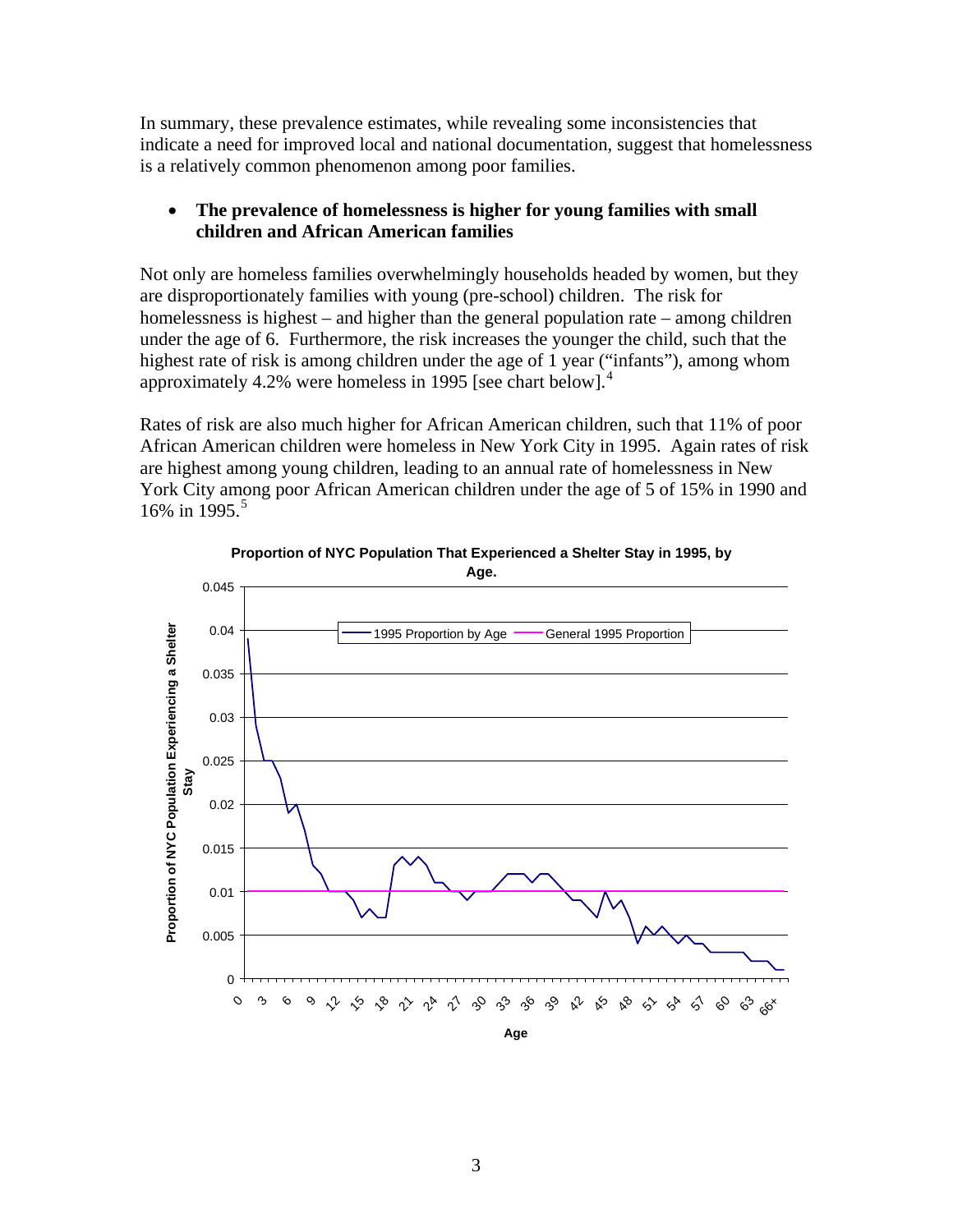In summary, these prevalence estimates, while revealing some inconsistencies that indicate a need for improved local and national documentation, suggest that homelessness is a relatively common phenomenon among poor families.

- **The prevalence of homelessness is higher for young families with small children and African American families**

Not only are homeless families overwhelmingly households headed by women, but they are disproportionately families with young (pre-school) children. The risk for homelessness is highest – and higher than the general population rate – among children under the age of 6. Furthermore, the risk increases the younger the child, such that the highest rate of risk is among children under the age of 1 year ("infants"), among whom approximately 4.2% were homeless in 1995 [see chart below].[4]

Rates of risk are also much higher for African American children, such that 11% of poor African American children were homeless in New York City in 1995. Again rates of risk are highest among young children, leading to an annual rate of homelessness in New York City among poor African American children under the age of 5 of 15% in 1990 and 16% in 1995.[5]

**Proportion of NYC Population That Experienced a Shelter Stay in 1995, by Age.**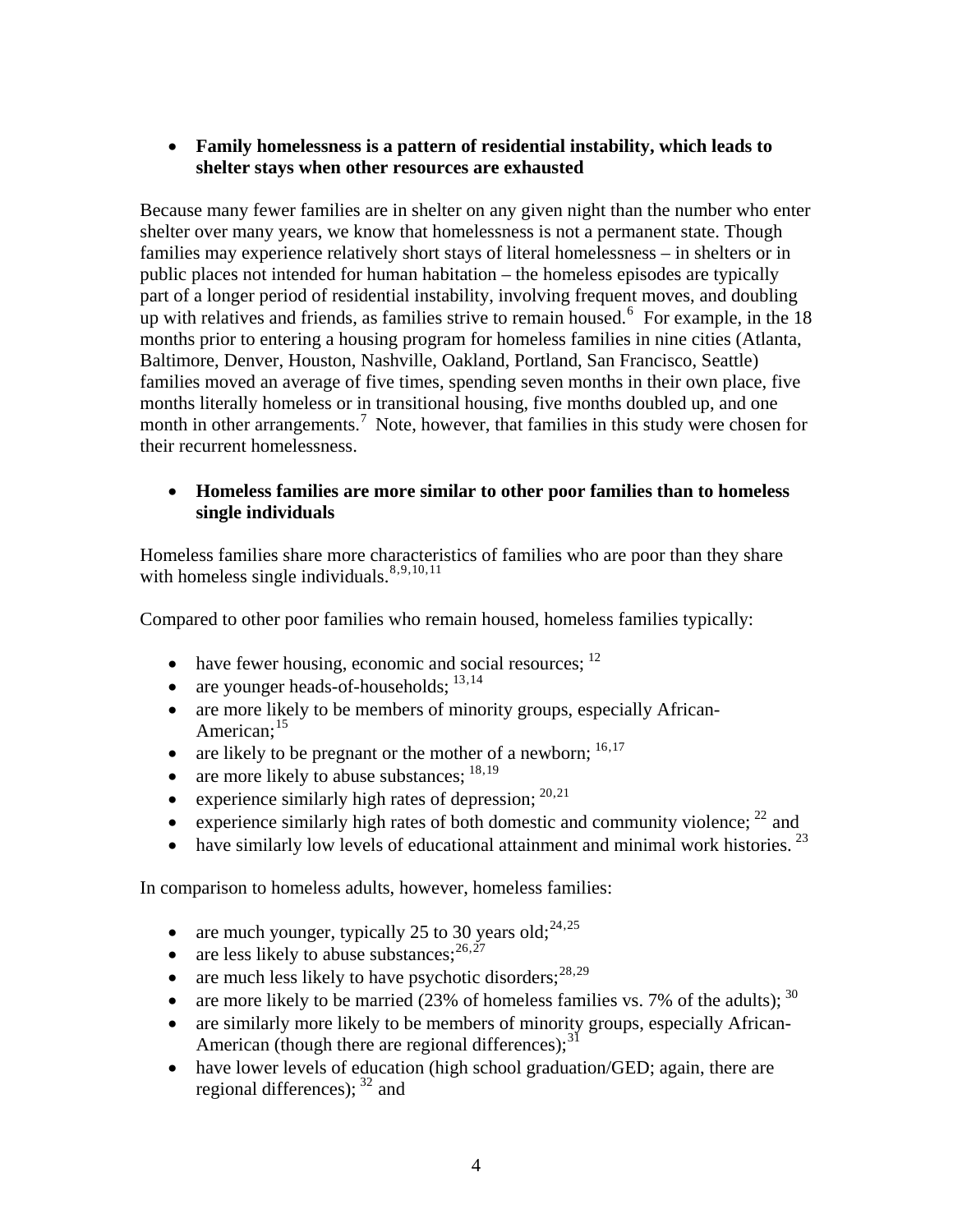- **Family homelessness is a pattern of residential instability, which leads to shelter stays when other resources are exhausted**

Because many fewer families are in shelter on any given night than the number who enter shelter over many years, we know that homelessness is not a permanent state. Though families may experience relatively short stays of literal homelessness – in shelters or in public places not intended for human habitation – the homeless episodes are typically part of a longer period of residential instability, involving frequent moves, and doubling up with relatives and friends, as families strive to remain housed.[6] For example, in the 18 months prior to entering a housing program for homeless families in nine cities (Atlanta, Baltimore, Denver, Houston, Nashville, Oakland, Portland, San Francisco, Seattle) families moved an average of five times, spending seven months in their own place, five months literally homeless or in transitional housing, five months doubled up, and one month in other arrangements.[7] Note, however, that families in this study were chosen for their recurrent homelessness.

- **Homeless families are more similar to other poor families than to homeless single individuals**

Homeless families share more characteristics of families who are poor than they share with homeless single individuals.[8,9,10,11]

Compared to other poor families who remain housed, homeless families typically:

- have fewer housing, economic and social resources; [12]
- are younger heads-of-households; [13,14]
- are more likely to be members of minority groups, especially African-American;[15]
- are likely to be pregnant or the mother of a newborn; [16,17]
- are more likely to abuse substances; [18,19]
- experience similarly high rates of depression; [20,21]
- experience similarly high rates of both domestic and community violence; [22] and
- have similarly low levels of educational attainment and minimal work histories. [23]

In comparison to homeless adults, however, homeless families:

- are much younger, typically 25 to 30 years old;[24,25]
- are less likely to abuse substances;[26,27]
- are much less likely to have psychotic disorders;[28,29]
- are more likely to be married (23% of homeless families vs. 7% of the adults); [30]
- are similarly more likely to be members of minority groups, especially African-American (though there are regional differences);[31]
- have lower levels of education (high school graduation/GED; again, there are regional differences); [32] and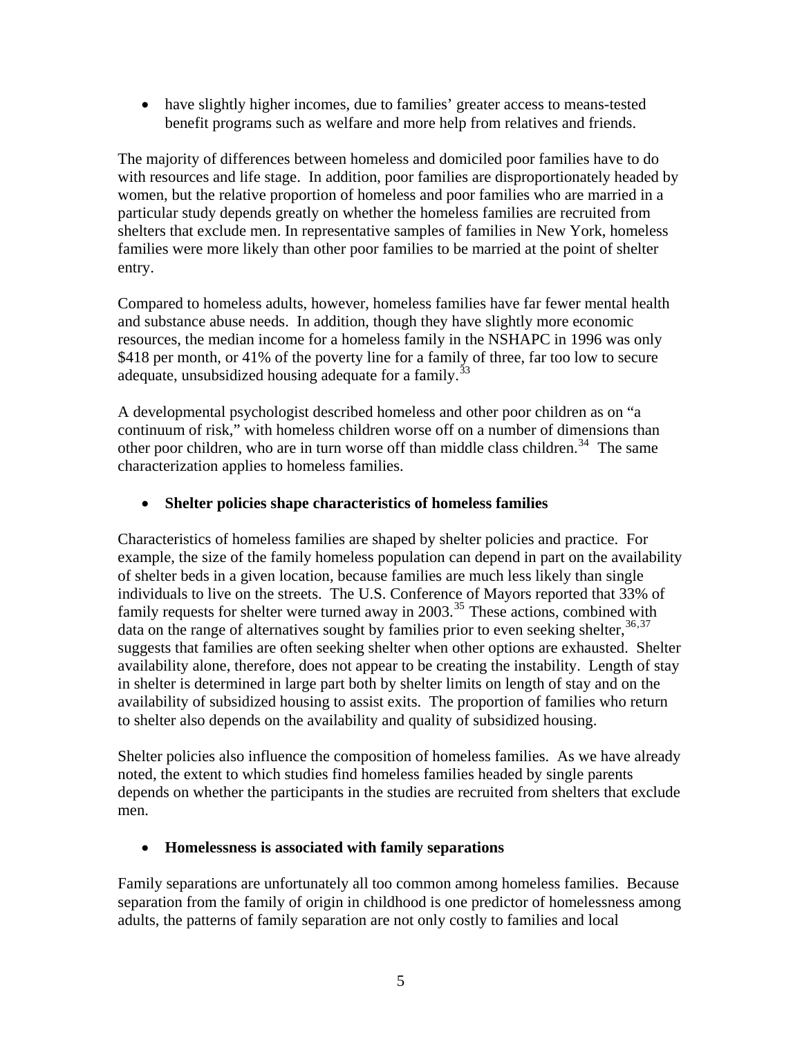- have slightly higher incomes, due to families' greater access to means-tested benefit programs such as welfare and more help from relatives and friends.

The majority of differences between homeless and domiciled poor families have to do with resources and life stage. In addition, poor families are disproportionately headed by women, but the relative proportion of homeless and poor families who are married in a particular study depends greatly on whether the homeless families are recruited from shelters that exclude men. In representative samples of families in New York, homeless families were more likely than other poor families to be married at the point of shelter entry.

Compared to homeless adults, however, homeless families have far fewer mental health and substance abuse needs. In addition, though they have slightly more economic resources, the median income for a homeless family in the NSHAPC in 1996 was only $418 per month, or 41% of the poverty line for a family of three, far too low to secure adequate, unsubsidized housing adequate for a family.[33]

A developmental psychologist described homeless and other poor children as on "a continuum of risk," with homeless children worse off on a number of dimensions than other poor children, who are in turn worse off than middle class children.[34] The same characterization applies to homeless families.

- **Shelter policies shape characteristics of homeless families**

Characteristics of homeless families are shaped by shelter policies and practice. For example, the size of the family homeless population can depend in part on the availability of shelter beds in a given location, because families are much less likely than single individuals to live on the streets. The U.S. Conference of Mayors reported that 33% of family requests for shelter were turned away in 2003.[35] These actions, combined with data on the range of alternatives sought by families prior to even seeking shelter,[36,37] suggests that families are often seeking shelter when other options are exhausted. Shelter availability alone, therefore, does not appear to be creating the instability. Length of stay in shelter is determined in large part both by shelter limits on length of stay and on the availability of subsidized housing to assist exits. The proportion of families who return to shelter also depends on the availability and quality of subsidized housing.

Shelter policies also influence the composition of homeless families. As we have already noted, the extent to which studies find homeless families headed by single parents depends on whether the participants in the studies are recruited from shelters that exclude men.

- **Homelessness is associated with family separations**

Family separations are unfortunately all too common among homeless families. Because separation from the family of origin in childhood is one predictor of homelessness among adults, the patterns of family separation are not only costly to families and local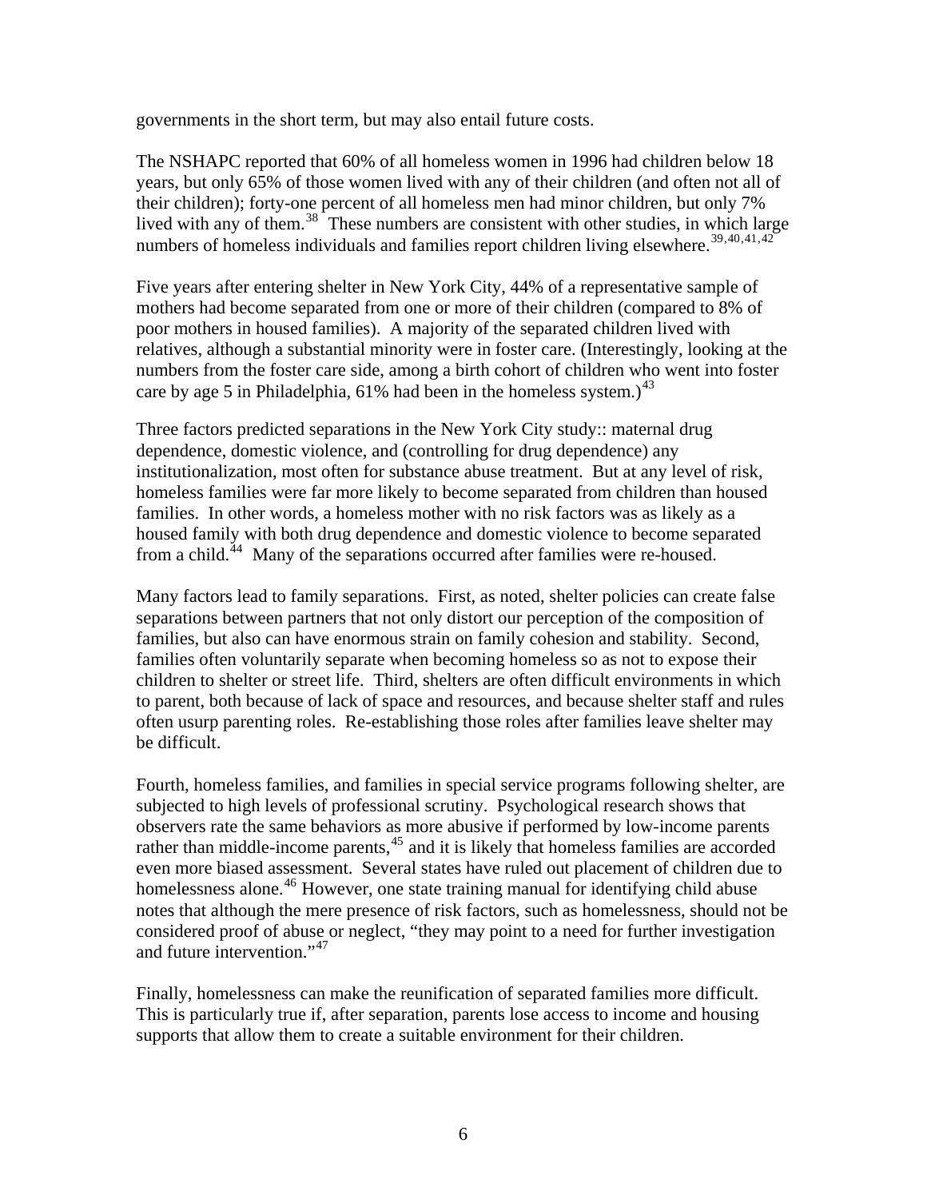governments in the short term, but may also entail future costs.

The NSHAPC reported that 60% of all homeless women in 1996 had children below 18 years, but only 65% of those women lived with any of their children (and often not all of their children); forty-one percent of all homeless men had minor children, but only 7% lived with any of them.[38] These numbers are consistent with other studies, in which large numbers of homeless individuals and families report children living elsewhere.[39,40,41,42]

Five years after entering shelter in New York City, 44% of a representative sample of mothers had become separated from one or more of their children (compared to 8% of poor mothers in housed families). A majority of the separated children lived with relatives, although a substantial minority were in foster care. (Interestingly, looking at the numbers from the foster care side, among a birth cohort of children who went into foster care by age 5 in Philadelphia, 61% had been in the homeless system.)[43]

Three factors predicted separations in the New York City study:: maternal drug dependence, domestic violence, and (controlling for drug dependence) any institutionalization, most often for substance abuse treatment. But at any level of risk, homeless families were far more likely to become separated from children than housed families. In other words, a homeless mother with no risk factors was as likely as a housed family with both drug dependence and domestic violence to become separated from a child.[44] Many of the separations occurred after families were re-housed.

Many factors lead to family separations. First, as noted, shelter policies can create false separations between partners that not only distort our perception of the composition of families, but also can have enormous strain on family cohesion and stability. Second, families often voluntarily separate when becoming homeless so as not to expose their children to shelter or street life. Third, shelters are often difficult environments in which to parent, both because of lack of space and resources, and because shelter staff and rules often usurp parenting roles. Re-establishing those roles after families leave shelter may be difficult.

Fourth, homeless families, and families in special service programs following shelter, are subjected to high levels of professional scrutiny. Psychological research shows that observers rate the same behaviors as more abusive if performed by low-income parents rather than middle-income parents,[45] and it is likely that homeless families are accorded even more biased assessment. Several states have ruled out placement of children due to homelessness alone.[46] However, one state training manual for identifying child abuse notes that although the mere presence of risk factors, such as homelessness, should not be considered proof of abuse or neglect, "they may point to a need for further investigation and future intervention."[47]

Finally, homelessness can make the reunification of separated families more difficult. This is particularly true if, after separation, parents lose access to income and housing supports that allow them to create a suitable environment for their children.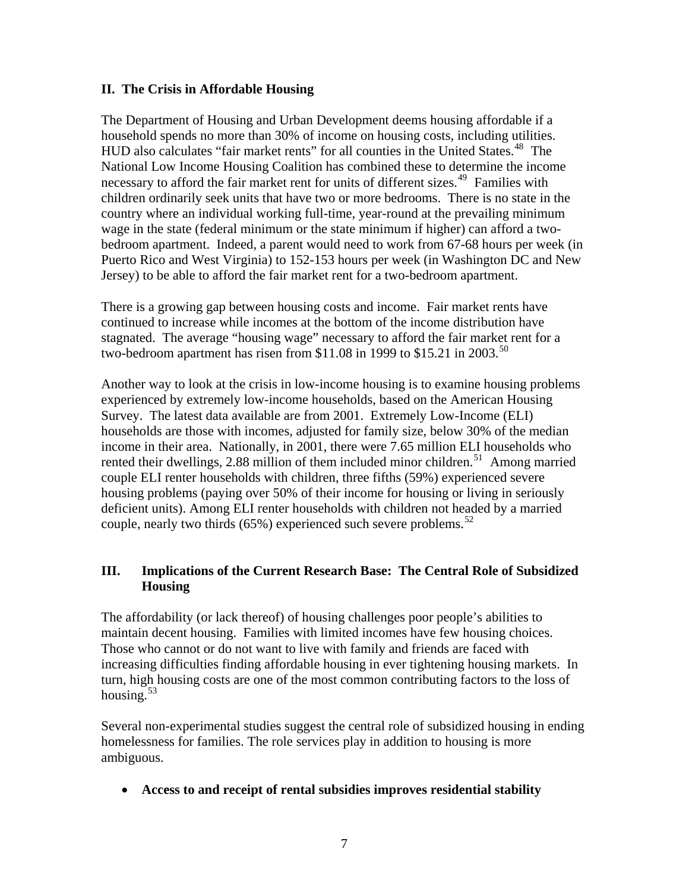## II. The Crisis in Affordable Housing

The Department of Housing and Urban Development deems housing affordable if a household spends no more than 30% of income on housing costs, including utilities. HUD also calculates "fair market rents" for all counties in the United States.[48] The National Low Income Housing Coalition has combined these to determine the income necessary to afford the fair market rent for units of different sizes.[49] Families with children ordinarily seek units that have two or more bedrooms. There is no state in the country where an individual working full-time, year-round at the prevailing minimum wage in the state (federal minimum or the state minimum if higher) can afford a two-bedroom apartment. Indeed, a parent would need to work from 67-68 hours per week (in Puerto Rico and West Virginia) to 152-153 hours per week (in Washington DC and New Jersey) to be able to afford the fair market rent for a two-bedroom apartment.

There is a growing gap between housing costs and income. Fair market rents have continued to increase while incomes at the bottom of the income distribution have stagnated. The average "housing wage" necessary to afford the fair market rent for a two-bedroom apartment has risen from $11.08 in 1999 to $15.21 in 2003.[50]

Another way to look at the crisis in low-income housing is to examine housing problems experienced by extremely low-income households, based on the American Housing Survey. The latest data available are from 2001. Extremely Low-Income (ELI) households are those with incomes, adjusted for family size, below 30% of the median income in their area. Nationally, in 2001, there were 7.65 million ELI households who rented their dwellings, 2.88 million of them included minor children.[51] Among married couple ELI renter households with children, three fifths (59%) experienced severe housing problems (paying over 50% of their income for housing or living in seriously deficient units). Among ELI renter households with children not headed by a married couple, nearly two thirds (65%) experienced such severe problems.[52]

## III. Implications of the Current Research Base: The Central Role of Subsidized Housing

The affordability (or lack thereof) of housing challenges poor people's abilities to maintain decent housing. Families with limited incomes have few housing choices. Those who cannot or do not want to live with family and friends are faced with increasing difficulties finding affordable housing in ever tightening housing markets. In turn, high housing costs are one of the most common contributing factors to the loss of housing.[53]

Several non-experimental studies suggest the central role of subsidized housing in ending homelessness for families. The role services play in addition to housing is more ambiguous.

- **Access to and receipt of rental subsidies improves residential stability**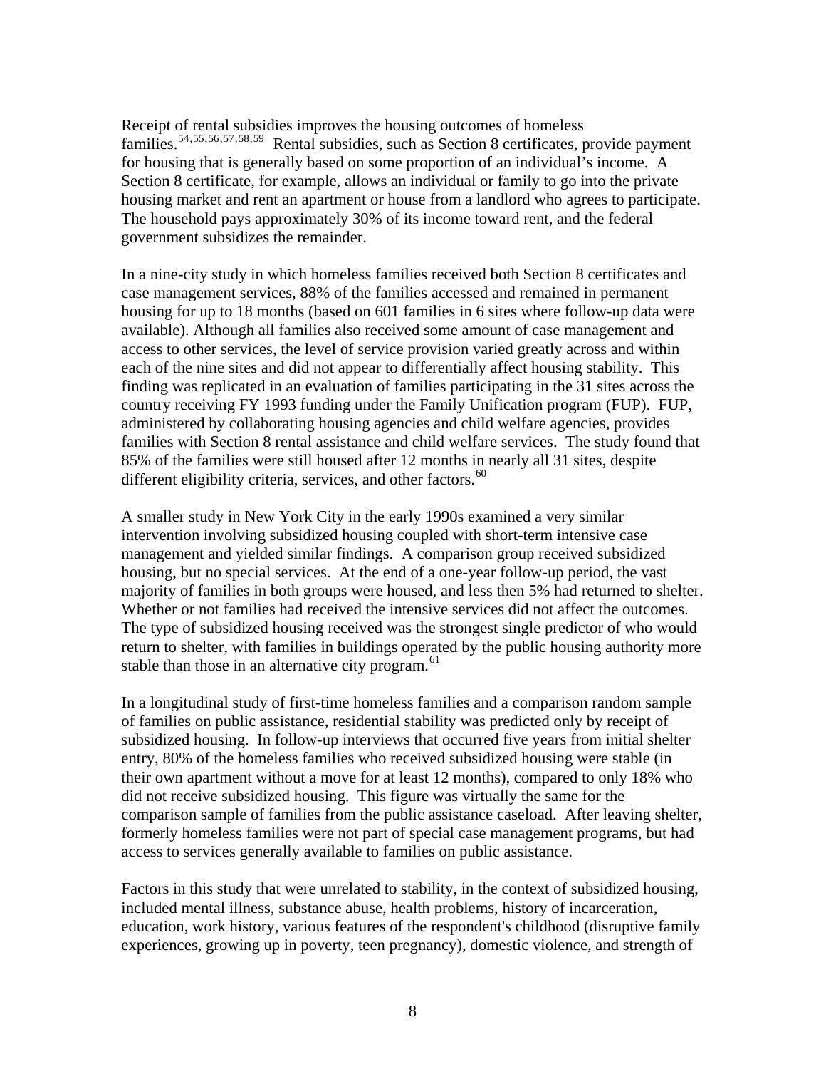Receipt of rental subsidies improves the housing outcomes of homeless families.[54,55,56,57,58,59] Rental subsidies, such as Section 8 certificates, provide payment for housing that is generally based on some proportion of an individual's income. A Section 8 certificate, for example, allows an individual or family to go into the private housing market and rent an apartment or house from a landlord who agrees to participate. The household pays approximately 30% of its income toward rent, and the federal government subsidizes the remainder.

In a nine-city study in which homeless families received both Section 8 certificates and case management services, 88% of the families accessed and remained in permanent housing for up to 18 months (based on 601 families in 6 sites where follow-up data were available). Although all families also received some amount of case management and access to other services, the level of service provision varied greatly across and within each of the nine sites and did not appear to differentially affect housing stability. This finding was replicated in an evaluation of families participating in the 31 sites across the country receiving FY 1993 funding under the Family Unification program (FUP). FUP, administered by collaborating housing agencies and child welfare agencies, provides families with Section 8 rental assistance and child welfare services. The study found that 85% of the families were still housed after 12 months in nearly all 31 sites, despite different eligibility criteria, services, and other factors.[60]

A smaller study in New York City in the early 1990s examined a very similar intervention involving subsidized housing coupled with short-term intensive case management and yielded similar findings. A comparison group received subsidized housing, but no special services. At the end of a one-year follow-up period, the vast majority of families in both groups were housed, and less then 5% had returned to shelter. Whether or not families had received the intensive services did not affect the outcomes. The type of subsidized housing received was the strongest single predictor of who would return to shelter, with families in buildings operated by the public housing authority more stable than those in an alternative city program.[61]

In a longitudinal study of first-time homeless families and a comparison random sample of families on public assistance, residential stability was predicted only by receipt of subsidized housing. In follow-up interviews that occurred five years from initial shelter entry, 80% of the homeless families who received subsidized housing were stable (in their own apartment without a move for at least 12 months), compared to only 18% who did not receive subsidized housing. This figure was virtually the same for the comparison sample of families from the public assistance caseload. After leaving shelter, formerly homeless families were not part of special case management programs, but had access to services generally available to families on public assistance.

Factors in this study that were unrelated to stability, in the context of subsidized housing, included mental illness, substance abuse, health problems, history of incarceration, education, work history, various features of the respondent's childhood (disruptive family experiences, growing up in poverty, teen pregnancy), domestic violence, and strength of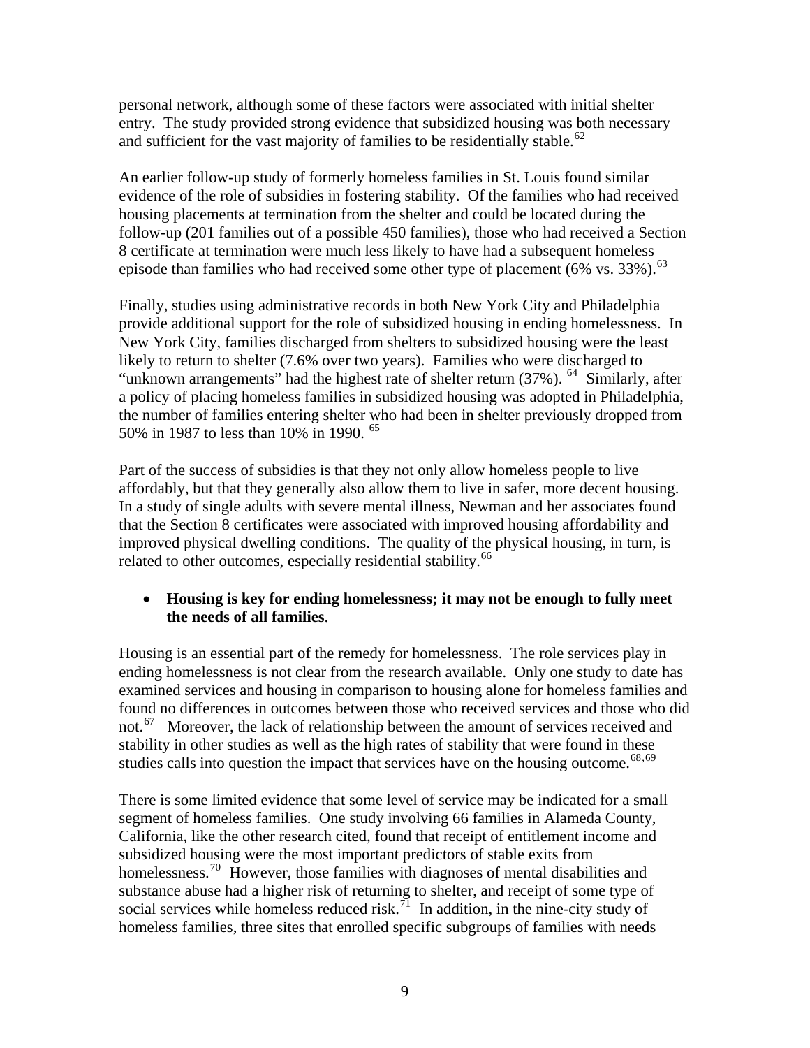personal network, although some of these factors were associated with initial shelter entry. The study provided strong evidence that subsidized housing was both necessary and sufficient for the vast majority of families to be residentially stable.[62]

An earlier follow-up study of formerly homeless families in St. Louis found similar evidence of the role of subsidies in fostering stability. Of the families who had received housing placements at termination from the shelter and could be located during the follow-up (201 families out of a possible 450 families), those who had received a Section 8 certificate at termination were much less likely to have had a subsequent homeless episode than families who had received some other type of placement (6% vs. 33%).[63]

Finally, studies using administrative records in both New York City and Philadelphia provide additional support for the role of subsidized housing in ending homelessness. In New York City, families discharged from shelters to subsidized housing were the least likely to return to shelter (7.6% over two years). Families who were discharged to "unknown arrangements" had the highest rate of shelter return (37%).[64] Similarly, after a policy of placing homeless families in subsidized housing was adopted in Philadelphia, the number of families entering shelter who had been in shelter previously dropped from 50% in 1987 to less than 10% in 1990.[65]

Part of the success of subsidies is that they not only allow homeless people to live affordably, but that they generally also allow them to live in safer, more decent housing. In a study of single adults with severe mental illness, Newman and her associates found that the Section 8 certificates were associated with improved housing affordability and improved physical dwelling conditions. The quality of the physical housing, in turn, is related to other outcomes, especially residential stability.[66]

- **Housing is key for ending homelessness; it may not be enough to fully meet the needs of all families**.

Housing is an essential part of the remedy for homelessness. The role services play in ending homelessness is not clear from the research available. Only one study to date has examined services and housing in comparison to housing alone for homeless families and found no differences in outcomes between those who received services and those who did not.[67] Moreover, the lack of relationship between the amount of services received and stability in other studies as well as the high rates of stability that were found in these studies calls into question the impact that services have on the housing outcome.[68,69]

There is some limited evidence that some level of service may be indicated for a small segment of homeless families. One study involving 66 families in Alameda County, California, like the other research cited, found that receipt of entitlement income and subsidized housing were the most important predictors of stable exits from homelessness.[70] However, those families with diagnoses of mental disabilities and substance abuse had a higher risk of returning to shelter, and receipt of some type of social services while homeless reduced risk.[71] In addition, in the nine-city study of homeless families, three sites that enrolled specific subgroups of families with needs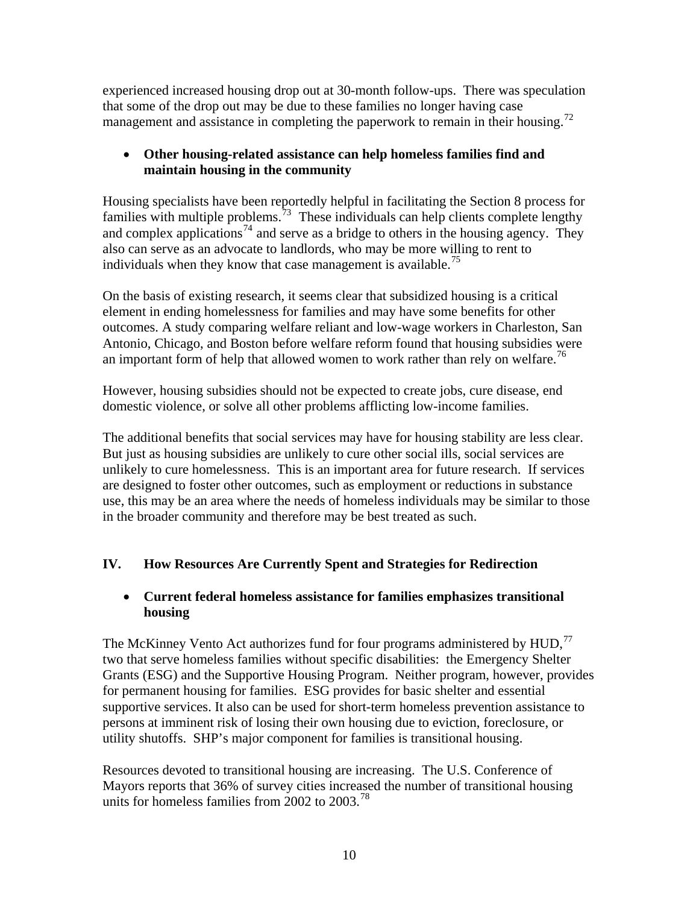experienced increased housing drop out at 30-month follow-ups. There was speculation that some of the drop out may be due to these families no longer having case management and assistance in completing the paperwork to remain in their housing.[72]

- **Other housing-related assistance can help homeless families find and maintain housing in the community**

Housing specialists have been reportedly helpful in facilitating the Section 8 process for families with multiple problems.[73] These individuals can help clients complete lengthy and complex applications[74] and serve as a bridge to others in the housing agency. They also can serve as an advocate to landlords, who may be more willing to rent to individuals when they know that case management is available.[75]

On the basis of existing research, it seems clear that subsidized housing is a critical element in ending homelessness for families and may have some benefits for other outcomes. A study comparing welfare reliant and low-wage workers in Charleston, San Antonio, Chicago, and Boston before welfare reform found that housing subsidies were an important form of help that allowed women to work rather than rely on welfare.[76]

However, housing subsidies should not be expected to create jobs, cure disease, end domestic violence, or solve all other problems afflicting low-income families.

The additional benefits that social services may have for housing stability are less clear. But just as housing subsidies are unlikely to cure other social ills, social services are unlikely to cure homelessness. This is an important area for future research. If services are designed to foster other outcomes, such as employment or reductions in substance use, this may be an area where the needs of homeless individuals may be similar to those in the broader community and therefore may be best treated as such.

## IV. How Resources Are Currently Spent and Strategies for Redirection

- **Current federal homeless assistance for families emphasizes transitional housing**

The McKinney Vento Act authorizes fund for four programs administered by HUD,[77] two that serve homeless families without specific disabilities: the Emergency Shelter Grants (ESG) and the Supportive Housing Program. Neither program, however, provides for permanent housing for families. ESG provides for basic shelter and essential supportive services. It also can be used for short-term homeless prevention assistance to persons at imminent risk of losing their own housing due to eviction, foreclosure, or utility shutoffs. SHP's major component for families is transitional housing.

Resources devoted to transitional housing are increasing. The U.S. Conference of Mayors reports that 36% of survey cities increased the number of transitional housing units for homeless families from 2002 to 2003.[78]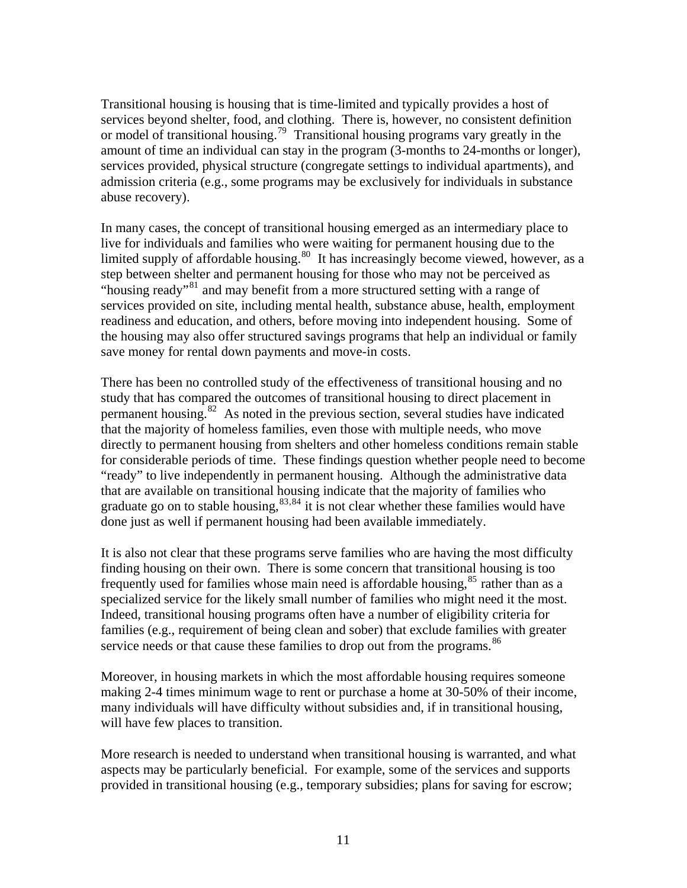Transitional housing is housing that is time-limited and typically provides a host of services beyond shelter, food, and clothing. There is, however, no consistent definition or model of transitional housing.[79] Transitional housing programs vary greatly in the amount of time an individual can stay in the program (3-months to 24-months or longer), services provided, physical structure (congregate settings to individual apartments), and admission criteria (e.g., some programs may be exclusively for individuals in substance abuse recovery).

In many cases, the concept of transitional housing emerged as an intermediary place to live for individuals and families who were waiting for permanent housing due to the limited supply of affordable housing.[80] It has increasingly become viewed, however, as a step between shelter and permanent housing for those who may not be perceived as "housing ready"[81] and may benefit from a more structured setting with a range of services provided on site, including mental health, substance abuse, health, employment readiness and education, and others, before moving into independent housing. Some of the housing may also offer structured savings programs that help an individual or family save money for rental down payments and move-in costs.

There has been no controlled study of the effectiveness of transitional housing and no study that has compared the outcomes of transitional housing to direct placement in permanent housing.[82] As noted in the previous section, several studies have indicated that the majority of homeless families, even those with multiple needs, who move directly to permanent housing from shelters and other homeless conditions remain stable for considerable periods of time. These findings question whether people need to become "ready" to live independently in permanent housing. Although the administrative data that are available on transitional housing indicate that the majority of families who graduate go on to stable housing,[83,84] it is not clear whether these families would have done just as well if permanent housing had been available immediately.

It is also not clear that these programs serve families who are having the most difficulty finding housing on their own. There is some concern that transitional housing is too frequently used for families whose main need is affordable housing,[85] rather than as a specialized service for the likely small number of families who might need it the most. Indeed, transitional housing programs often have a number of eligibility criteria for families (e.g., requirement of being clean and sober) that exclude families with greater service needs or that cause these families to drop out from the programs.[86]

Moreover, in housing markets in which the most affordable housing requires someone making 2-4 times minimum wage to rent or purchase a home at 30-50% of their income, many individuals will have difficulty without subsidies and, if in transitional housing, will have few places to transition.

More research is needed to understand when transitional housing is warranted, and what aspects may be particularly beneficial. For example, some of the services and supports provided in transitional housing (e.g., temporary subsidies; plans for saving for escrow;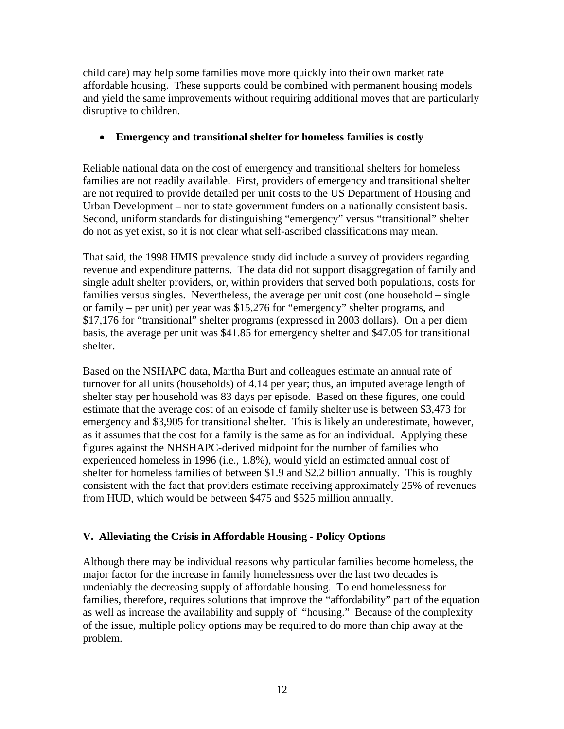child care) may help some families move more quickly into their own market rate affordable housing. These supports could be combined with permanent housing models and yield the same improvements without requiring additional moves that are particularly disruptive to children.

- **Emergency and transitional shelter for homeless families is costly**

Reliable national data on the cost of emergency and transitional shelters for homeless families are not readily available. First, providers of emergency and transitional shelter are not required to provide detailed per unit costs to the US Department of Housing and Urban Development – nor to state government funders on a nationally consistent basis. Second, uniform standards for distinguishing "emergency" versus "transitional" shelter do not as yet exist, so it is not clear what self-ascribed classifications may mean.

That said, the 1998 HMIS prevalence study did include a survey of providers regarding revenue and expenditure patterns. The data did not support disaggregation of family and single adult shelter providers, or, within providers that served both populations, costs for families versus singles. Nevertheless, the average per unit cost (one household – single or family – per unit) per year was $15,276 for "emergency" shelter programs, and $17,176 for "transitional" shelter programs (expressed in 2003 dollars). On a per diem basis, the average per unit was $41.85 for emergency shelter and $47.05 for transitional shelter.

Based on the NSHAPC data, Martha Burt and colleagues estimate an annual rate of turnover for all units (households) of 4.14 per year; thus, an imputed average length of shelter stay per household was 83 days per episode. Based on these figures, one could estimate that the average cost of an episode of family shelter use is between $3,473 for emergency and $3,905 for transitional shelter. This is likely an underestimate, however, as it assumes that the cost for a family is the same as for an individual. Applying these figures against the NHSHAPC-derived midpoint for the number of families who experienced homeless in 1996 (i.e., 1.8%), would yield an estimated annual cost of shelter for homeless families of between $1.9 and $2.2 billion annually. This is roughly consistent with the fact that providers estimate receiving approximately 25% of revenues from HUD, which would be between $475 and $525 million annually.

## V. Alleviating the Crisis in Affordable Housing - Policy Options

Although there may be individual reasons why particular families become homeless, the major factor for the increase in family homelessness over the last two decades is undeniably the decreasing supply of affordable housing. To end homelessness for families, therefore, requires solutions that improve the "affordability" part of the equation as well as increase the availability and supply of "housing." Because of the complexity of the issue, multiple policy options may be required to do more than chip away at the problem.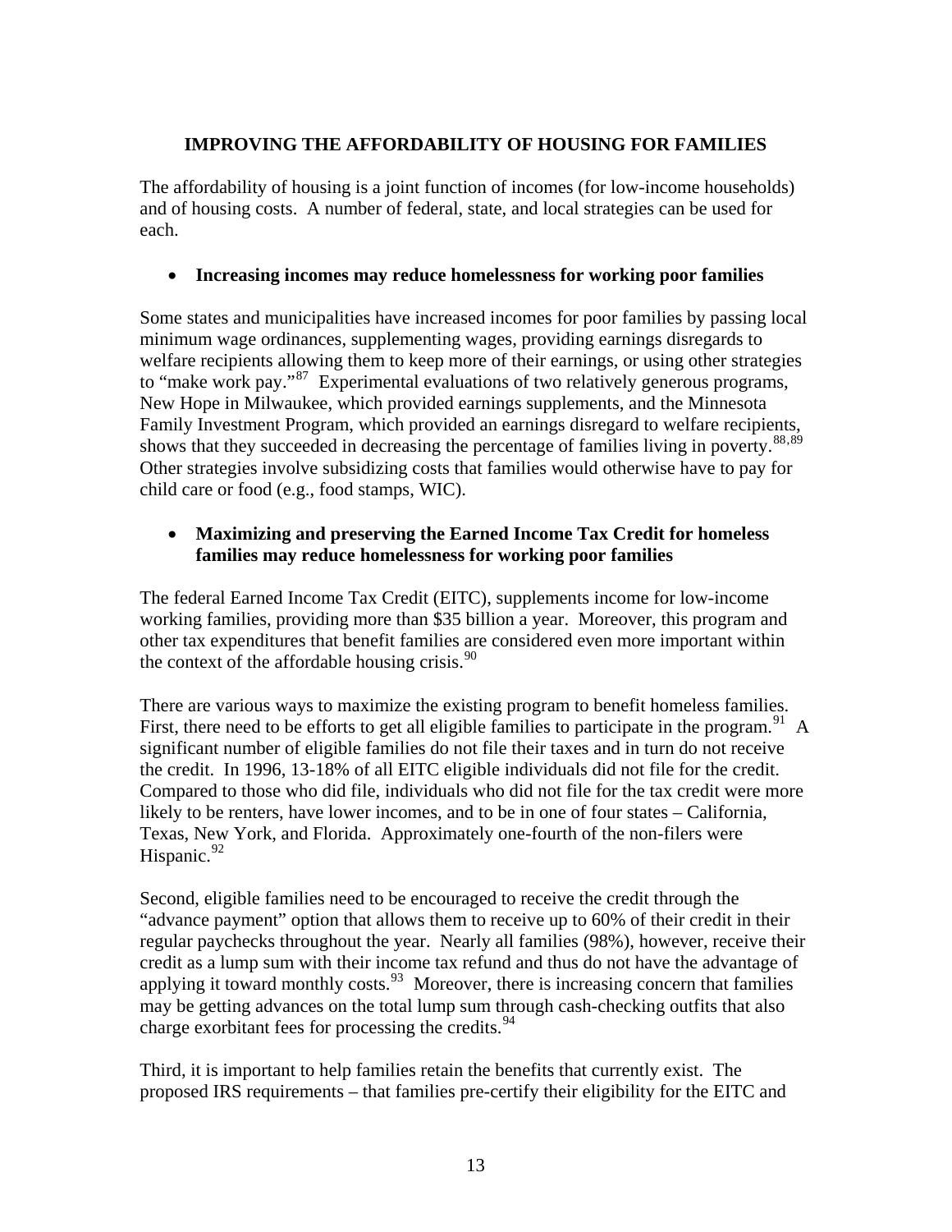## IMPROVING THE AFFORDABILITY OF HOUSING FOR FAMILIES

The affordability of housing is a joint function of incomes (for low-income households) and of housing costs. A number of federal, state, and local strategies can be used for each.

- **Increasing incomes may reduce homelessness for working poor families**

Some states and municipalities have increased incomes for poor families by passing local minimum wage ordinances, supplementing wages, providing earnings disregards to welfare recipients allowing them to keep more of their earnings, or using other strategies to "make work pay."[87] Experimental evaluations of two relatively generous programs, New Hope in Milwaukee, which provided earnings supplements, and the Minnesota Family Investment Program, which provided an earnings disregard to welfare recipients, shows that they succeeded in decreasing the percentage of families living in poverty.[88,89] Other strategies involve subsidizing costs that families would otherwise have to pay for child care or food (e.g., food stamps, WIC).

- **Maximizing and preserving the Earned Income Tax Credit for homeless families may reduce homelessness for working poor families**

The federal Earned Income Tax Credit (EITC), supplements income for low-income working families, providing more than $35 billion a year. Moreover, this program and other tax expenditures that benefit families are considered even more important within the context of the affordable housing crisis.[90]

There are various ways to maximize the existing program to benefit homeless families. First, there need to be efforts to get all eligible families to participate in the program.[91] A significant number of eligible families do not file their taxes and in turn do not receive the credit. In 1996, 13-18% of all EITC eligible individuals did not file for the credit. Compared to those who did file, individuals who did not file for the tax credit were more likely to be renters, have lower incomes, and to be in one of four states – California, Texas, New York, and Florida. Approximately one-fourth of the non-filers were Hispanic.[92]

Second, eligible families need to be encouraged to receive the credit through the "advance payment" option that allows them to receive up to 60% of their credit in their regular paychecks throughout the year. Nearly all families (98%), however, receive their credit as a lump sum with their income tax refund and thus do not have the advantage of applying it toward monthly costs.[93] Moreover, there is increasing concern that families may be getting advances on the total lump sum through cash-checking outfits that also charge exorbitant fees for processing the credits.[94]

Third, it is important to help families retain the benefits that currently exist. The proposed IRS requirements – that families pre-certify their eligibility for the EITC and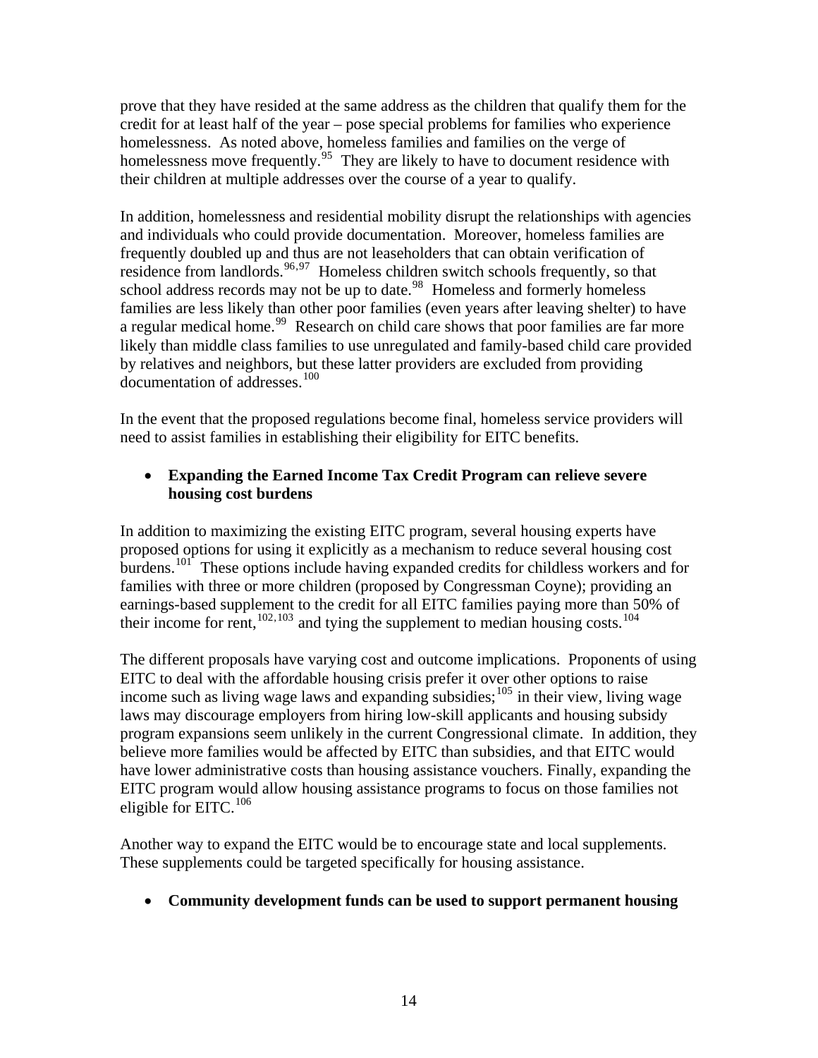prove that they have resided at the same address as the children that qualify them for the credit for at least half of the year – pose special problems for families who experience homelessness. As noted above, homeless families and families on the verge of homelessness move frequently.[95] They are likely to have to document residence with their children at multiple addresses over the course of a year to qualify.

In addition, homelessness and residential mobility disrupt the relationships with agencies and individuals who could provide documentation. Moreover, homeless families are frequently doubled up and thus are not leaseholders that can obtain verification of residence from landlords.[96,97] Homeless children switch schools frequently, so that school address records may not be up to date.[98] Homeless and formerly homeless families are less likely than other poor families (even years after leaving shelter) to have a regular medical home.[99] Research on child care shows that poor families are far more likely than middle class families to use unregulated and family-based child care provided by relatives and neighbors, but these latter providers are excluded from providing documentation of addresses.[100]

In the event that the proposed regulations become final, homeless service providers will need to assist families in establishing their eligibility for EITC benefits.

- **Expanding the Earned Income Tax Credit Program can relieve severe housing cost burdens**

In addition to maximizing the existing EITC program, several housing experts have proposed options for using it explicitly as a mechanism to reduce several housing cost burdens.[101] These options include having expanded credits for childless workers and for families with three or more children (proposed by Congressman Coyne); providing an earnings-based supplement to the credit for all EITC families paying more than 50% of their income for rent,[102,103] and tying the supplement to median housing costs.[104]

The different proposals have varying cost and outcome implications. Proponents of using EITC to deal with the affordable housing crisis prefer it over other options to raise income such as living wage laws and expanding subsidies;[105] in their view, living wage laws may discourage employers from hiring low-skill applicants and housing subsidy program expansions seem unlikely in the current Congressional climate. In addition, they believe more families would be affected by EITC than subsidies, and that EITC would have lower administrative costs than housing assistance vouchers. Finally, expanding the EITC program would allow housing assistance programs to focus on those families not eligible for EITC.[106]

Another way to expand the EITC would be to encourage state and local supplements. These supplements could be targeted specifically for housing assistance.

- **Community development funds can be used to support permanent housing**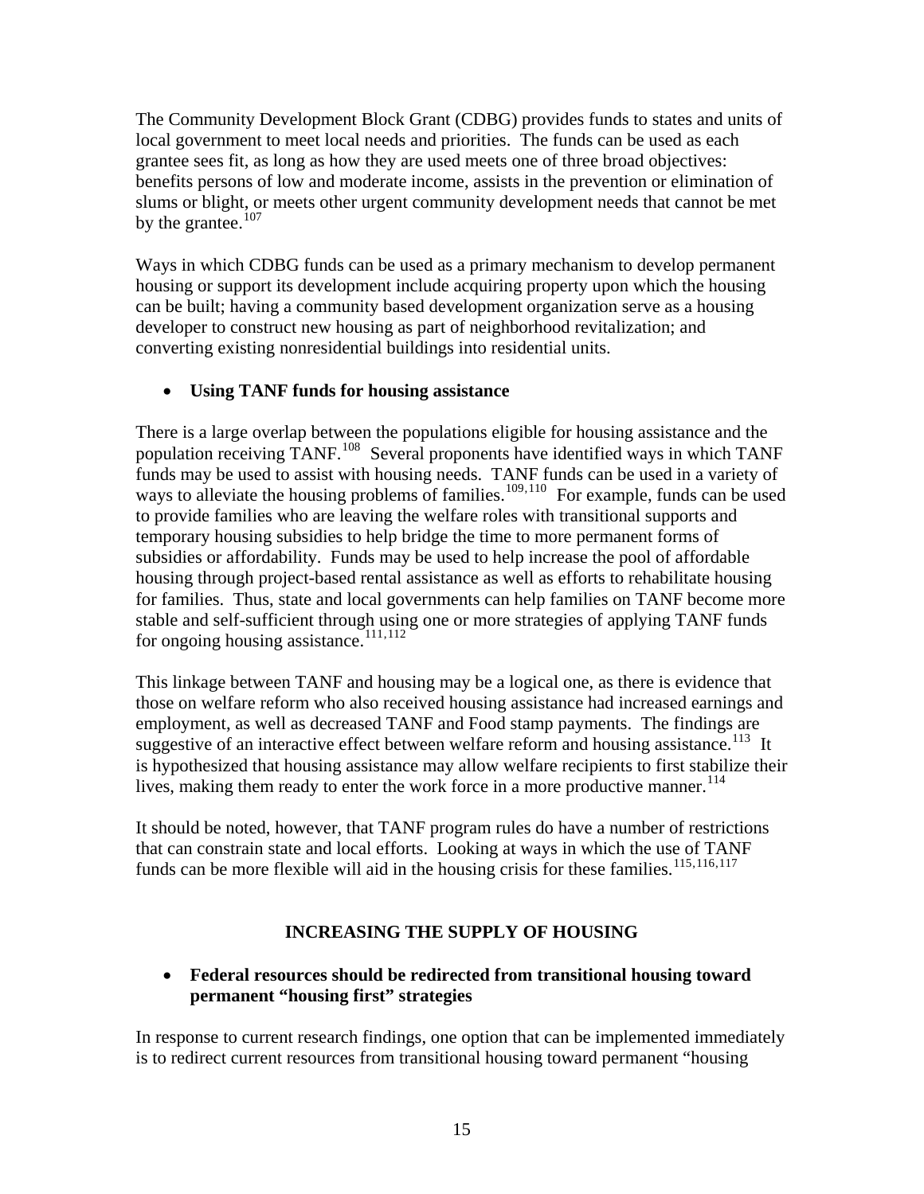The Community Development Block Grant (CDBG) provides funds to states and units of local government to meet local needs and priorities. The funds can be used as each grantee sees fit, as long as how they are used meets one of three broad objectives: benefits persons of low and moderate income, assists in the prevention or elimination of slums or blight, or meets other urgent community development needs that cannot be met by the grantee.[107]

Ways in which CDBG funds can be used as a primary mechanism to develop permanent housing or support its development include acquiring property upon which the housing can be built; having a community based development organization serve as a housing developer to construct new housing as part of neighborhood revitalization; and converting existing nonresidential buildings into residential units.

- **Using TANF funds for housing assistance**

There is a large overlap between the populations eligible for housing assistance and the population receiving TANF.[108] Several proponents have identified ways in which TANF funds may be used to assist with housing needs. TANF funds can be used in a variety of ways to alleviate the housing problems of families.[109,110] For example, funds can be used to provide families who are leaving the welfare roles with transitional supports and temporary housing subsidies to help bridge the time to more permanent forms of subsidies or affordability. Funds may be used to help increase the pool of affordable housing through project-based rental assistance as well as efforts to rehabilitate housing for families. Thus, state and local governments can help families on TANF become more stable and self-sufficient through using one or more strategies of applying TANF funds for ongoing housing assistance.[111,112]

This linkage between TANF and housing may be a logical one, as there is evidence that those on welfare reform who also received housing assistance had increased earnings and employment, as well as decreased TANF and Food stamp payments. The findings are suggestive of an interactive effect between welfare reform and housing assistance.[113] It is hypothesized that housing assistance may allow welfare recipients to first stabilize their lives, making them ready to enter the work force in a more productive manner.[114]

It should be noted, however, that TANF program rules do have a number of restrictions that can constrain state and local efforts. Looking at ways in which the use of TANF funds can be more flexible will aid in the housing crisis for these families.[115,116,117]

## INCREASING THE SUPPLY OF HOUSING

- **Federal resources should be redirected from transitional housing toward permanent "housing first" strategies**

In response to current research findings, one option that can be implemented immediately is to redirect current resources from transitional housing toward permanent "housing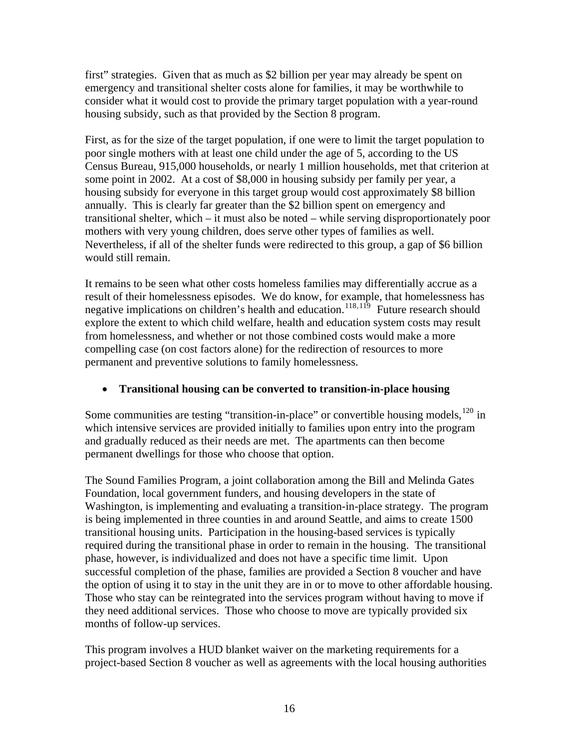first" strategies. Given that as much as $2 billion per year may already be spent on emergency and transitional shelter costs alone for families, it may be worthwhile to consider what it would cost to provide the primary target population with a year-round housing subsidy, such as that provided by the Section 8 program.

First, as for the size of the target population, if one were to limit the target population to poor single mothers with at least one child under the age of 5, according to the US Census Bureau, 915,000 households, or nearly 1 million households, met that criterion at some point in 2002. At a cost of $8,000 in housing subsidy per family per year, a housing subsidy for everyone in this target group would cost approximately $8 billion annually. This is clearly far greater than the $2 billion spent on emergency and transitional shelter, which – it must also be noted – while serving disproportionately poor mothers with very young children, does serve other types of families as well. Nevertheless, if all of the shelter funds were redirected to this group, a gap of $6 billion would still remain.

It remains to be seen what other costs homeless families may differentially accrue as a result of their homelessness episodes. We do know, for example, that homelessness has negative implications on children's health and education.[118,119] Future research should explore the extent to which child welfare, health and education system costs may result from homelessness, and whether or not those combined costs would make a more compelling case (on cost factors alone) for the redirection of resources to more permanent and preventive solutions to family homelessness.

- **Transitional housing can be converted to transition-in-place housing**

Some communities are testing "transition-in-place" or convertible housing models,[120] in which intensive services are provided initially to families upon entry into the program and gradually reduced as their needs are met. The apartments can then become permanent dwellings for those who choose that option.

The Sound Families Program, a joint collaboration among the Bill and Melinda Gates Foundation, local government funders, and housing developers in the state of Washington, is implementing and evaluating a transition-in-place strategy. The program is being implemented in three counties in and around Seattle, and aims to create 1500 transitional housing units. Participation in the housing-based services is typically required during the transitional phase in order to remain in the housing. The transitional phase, however, is individualized and does not have a specific time limit. Upon successful completion of the phase, families are provided a Section 8 voucher and have the option of using it to stay in the unit they are in or to move to other affordable housing. Those who stay can be reintegrated into the services program without having to move if they need additional services. Those who choose to move are typically provided six months of follow-up services.

This program involves a HUD blanket waiver on the marketing requirements for a project-based Section 8 voucher as well as agreements with the local housing authorities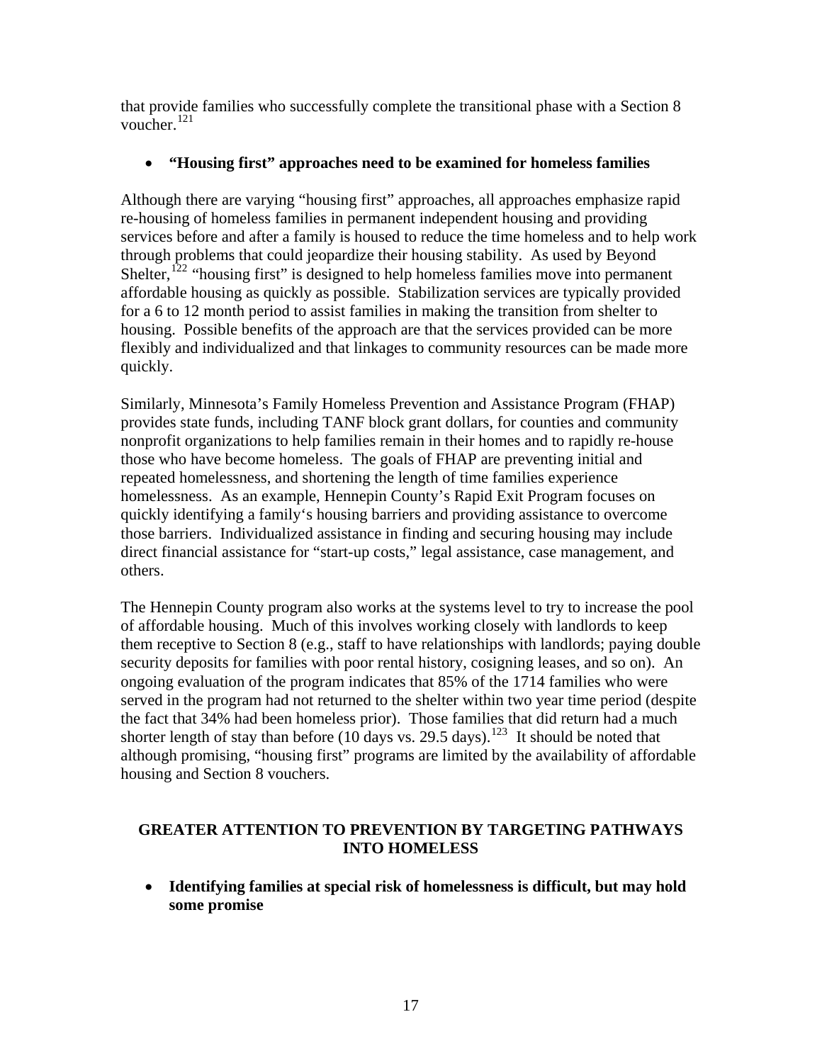that provide families who successfully complete the transitional phase with a Section 8 voucher.[121]

- **"Housing first" approaches need to be examined for homeless families**

Although there are varying "housing first" approaches, all approaches emphasize rapid re-housing of homeless families in permanent independent housing and providing services before and after a family is housed to reduce the time homeless and to help work through problems that could jeopardize their housing stability. As used by Beyond Shelter,[122] "housing first" is designed to help homeless families move into permanent affordable housing as quickly as possible. Stabilization services are typically provided for a 6 to 12 month period to assist families in making the transition from shelter to housing. Possible benefits of the approach are that the services provided can be more flexibly and individualized and that linkages to community resources can be made more quickly.

Similarly, Minnesota's Family Homeless Prevention and Assistance Program (FHAP) provides state funds, including TANF block grant dollars, for counties and community nonprofit organizations to help families remain in their homes and to rapidly re-house those who have become homeless. The goals of FHAP are preventing initial and repeated homelessness, and shortening the length of time families experience homelessness. As an example, Hennepin County's Rapid Exit Program focuses on quickly identifying a family's housing barriers and providing assistance to overcome those barriers. Individualized assistance in finding and securing housing may include direct financial assistance for "start-up costs," legal assistance, case management, and others.

The Hennepin County program also works at the systems level to try to increase the pool of affordable housing. Much of this involves working closely with landlords to keep them receptive to Section 8 (e.g., staff to have relationships with landlords; paying double security deposits for families with poor rental history, cosigning leases, and so on). An ongoing evaluation of the program indicates that 85% of the 1714 families who were served in the program had not returned to the shelter within two year time period (despite the fact that 34% had been homeless prior). Those families that did return had a much shorter length of stay than before (10 days vs. 29.5 days).[123] It should be noted that although promising, "housing first" programs are limited by the availability of affordable housing and Section 8 vouchers.

## GREATER ATTENTION TO PREVENTION BY TARGETING PATHWAYS INTO HOMELESS

- **Identifying families at special risk of homelessness is difficult, but may hold some promise**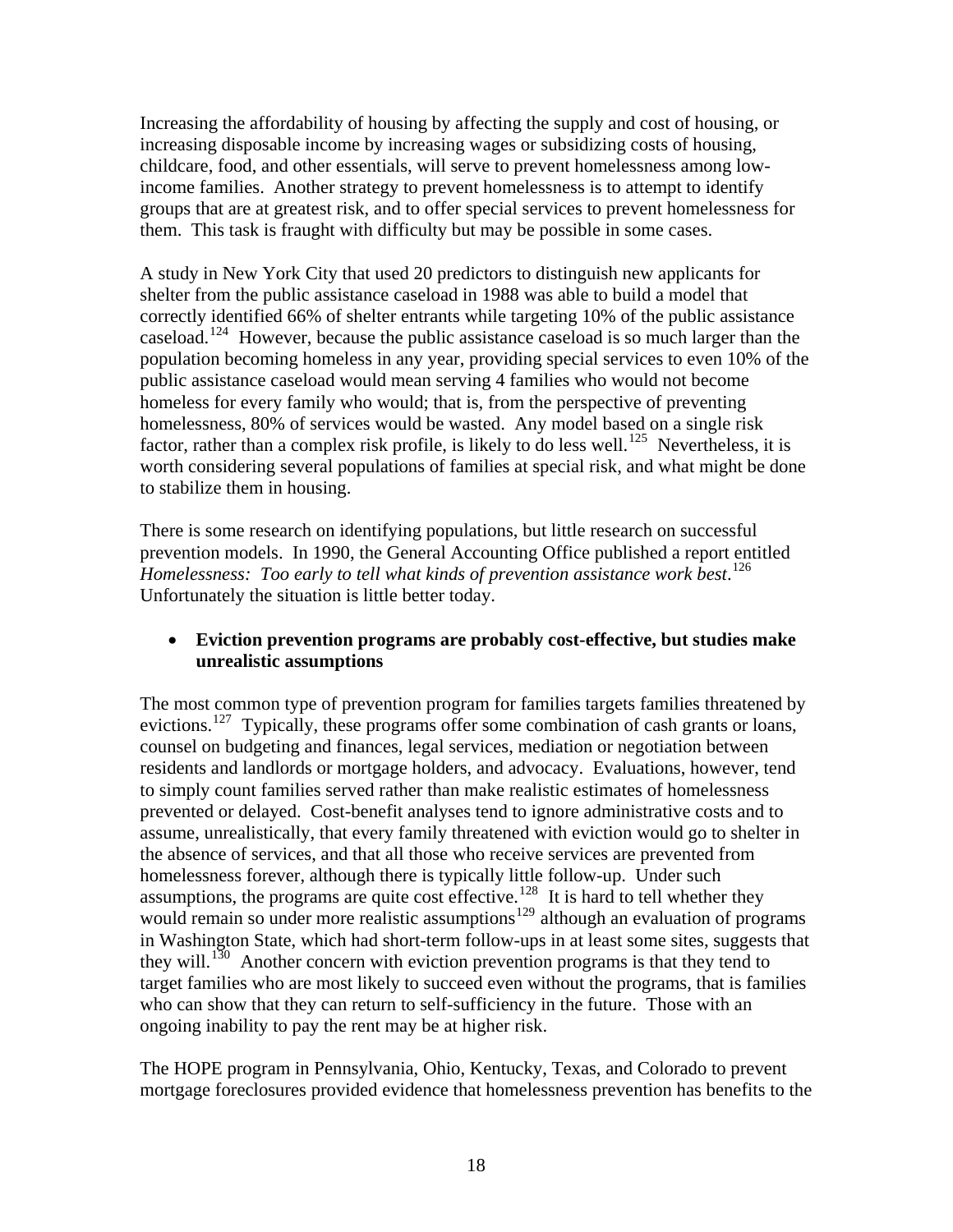Increasing the affordability of housing by affecting the supply and cost of housing, or increasing disposable income by increasing wages or subsidizing costs of housing, childcare, food, and other essentials, will serve to prevent homelessness among low-income families. Another strategy to prevent homelessness is to attempt to identify groups that are at greatest risk, and to offer special services to prevent homelessness for them. This task is fraught with difficulty but may be possible in some cases.

A study in New York City that used 20 predictors to distinguish new applicants for shelter from the public assistance caseload in 1988 was able to build a model that correctly identified 66% of shelter entrants while targeting 10% of the public assistance caseload.[124] However, because the public assistance caseload is so much larger than the population becoming homeless in any year, providing special services to even 10% of the public assistance caseload would mean serving 4 families who would not become homeless for every family who would; that is, from the perspective of preventing homelessness, 80% of services would be wasted. Any model based on a single risk factor, rather than a complex risk profile, is likely to do less well.[125] Nevertheless, it is worth considering several populations of families at special risk, and what might be done to stabilize them in housing.

There is some research on identifying populations, but little research on successful prevention models. In 1990, the General Accounting Office published a report entitled *Homelessness: Too early to tell what kinds of prevention assistance work best*.[126] Unfortunately the situation is little better today.

- **Eviction prevention programs are probably cost-effective, but studies make unrealistic assumptions**

The most common type of prevention program for families targets families threatened by evictions.[127] Typically, these programs offer some combination of cash grants or loans, counsel on budgeting and finances, legal services, mediation or negotiation between residents and landlords or mortgage holders, and advocacy. Evaluations, however, tend to simply count families served rather than make realistic estimates of homelessness prevented or delayed. Cost-benefit analyses tend to ignore administrative costs and to assume, unrealistically, that every family threatened with eviction would go to shelter in the absence of services, and that all those who receive services are prevented from homelessness forever, although there is typically little follow-up. Under such assumptions, the programs are quite cost effective.[128] It is hard to tell whether they would remain so under more realistic assumptions[129] although an evaluation of programs in Washington State, which had short-term follow-ups in at least some sites, suggests that they will.[130] Another concern with eviction prevention programs is that they tend to target families who are most likely to succeed even without the programs, that is families who can show that they can return to self-sufficiency in the future. Those with an ongoing inability to pay the rent may be at higher risk.

The HOPE program in Pennsylvania, Ohio, Kentucky, Texas, and Colorado to prevent mortgage foreclosures provided evidence that homelessness prevention has benefits to the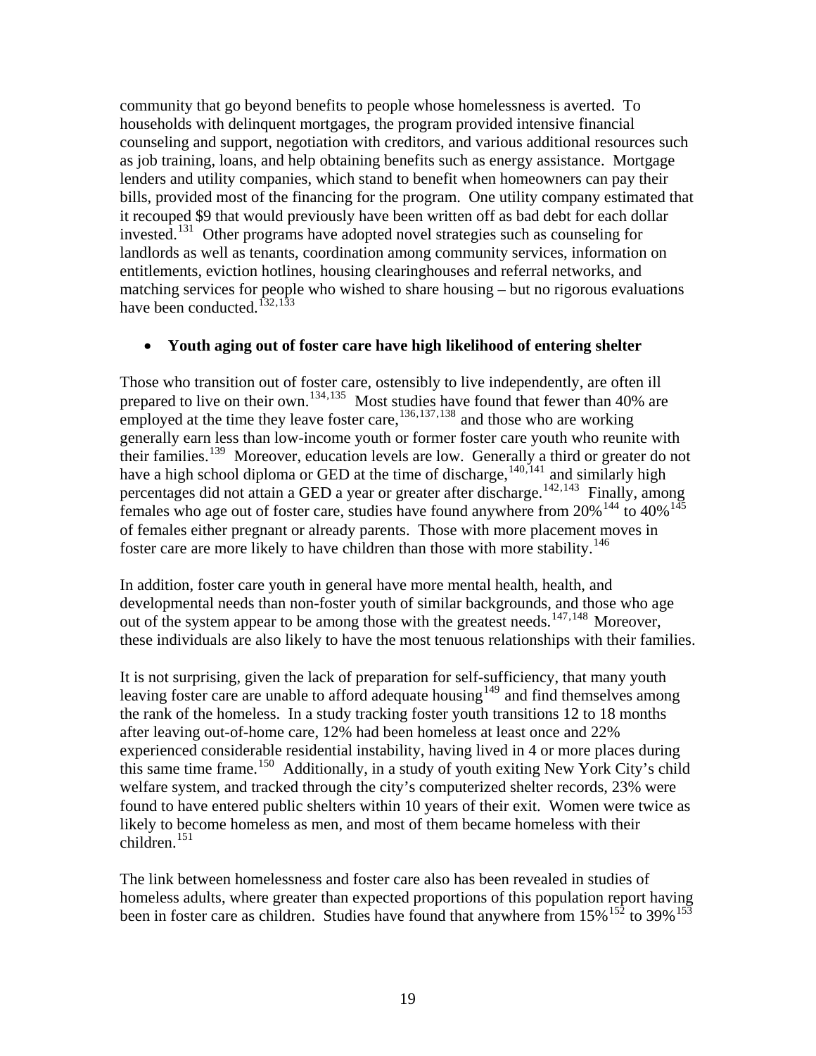community that go beyond benefits to people whose homelessness is averted. To households with delinquent mortgages, the program provided intensive financial counseling and support, negotiation with creditors, and various additional resources such as job training, loans, and help obtaining benefits such as energy assistance. Mortgage lenders and utility companies, which stand to benefit when homeowners can pay their bills, provided most of the financing for the program. One utility company estimated that it recouped $9 that would previously have been written off as bad debt for each dollar invested.[131] Other programs have adopted novel strategies such as counseling for landlords as well as tenants, coordination among community services, information on entitlements, eviction hotlines, housing clearinghouses and referral networks, and matching services for people who wished to share housing – but no rigorous evaluations have been conducted.[132,133]

- **Youth aging out of foster care have high likelihood of entering shelter**

Those who transition out of foster care, ostensibly to live independently, are often ill prepared to live on their own.[134,135] Most studies have found that fewer than 40% are employed at the time they leave foster care,[136,137,138] and those who are working generally earn less than low-income youth or former foster care youth who reunite with their families.[139] Moreover, education levels are low. Generally a third or greater do not have a high school diploma or GED at the time of discharge,[140,141] and similarly high percentages did not attain a GED a year or greater after discharge.[142,143] Finally, among females who age out of foster care, studies have found anywhere from 20%[144] to 40%[145] of females either pregnant or already parents. Those with more placement moves in foster care are more likely to have children than those with more stability.[146]

In addition, foster care youth in general have more mental health, health, and developmental needs than non-foster youth of similar backgrounds, and those who age out of the system appear to be among those with the greatest needs.[147,148] Moreover, these individuals are also likely to have the most tenuous relationships with their families.

It is not surprising, given the lack of preparation for self-sufficiency, that many youth leaving foster care are unable to afford adequate housing[149] and find themselves among the rank of the homeless. In a study tracking foster youth transitions 12 to 18 months after leaving out-of-home care, 12% had been homeless at least once and 22% experienced considerable residential instability, having lived in 4 or more places during this same time frame.[150] Additionally, in a study of youth exiting New York City's child welfare system, and tracked through the city's computerized shelter records, 23% were found to have entered public shelters within 10 years of their exit. Women were twice as likely to become homeless as men, and most of them became homeless with their children.[151]

The link between homelessness and foster care also has been revealed in studies of homeless adults, where greater than expected proportions of this population report having been in foster care as children. Studies have found that anywhere from 15%[152] to 39%[153]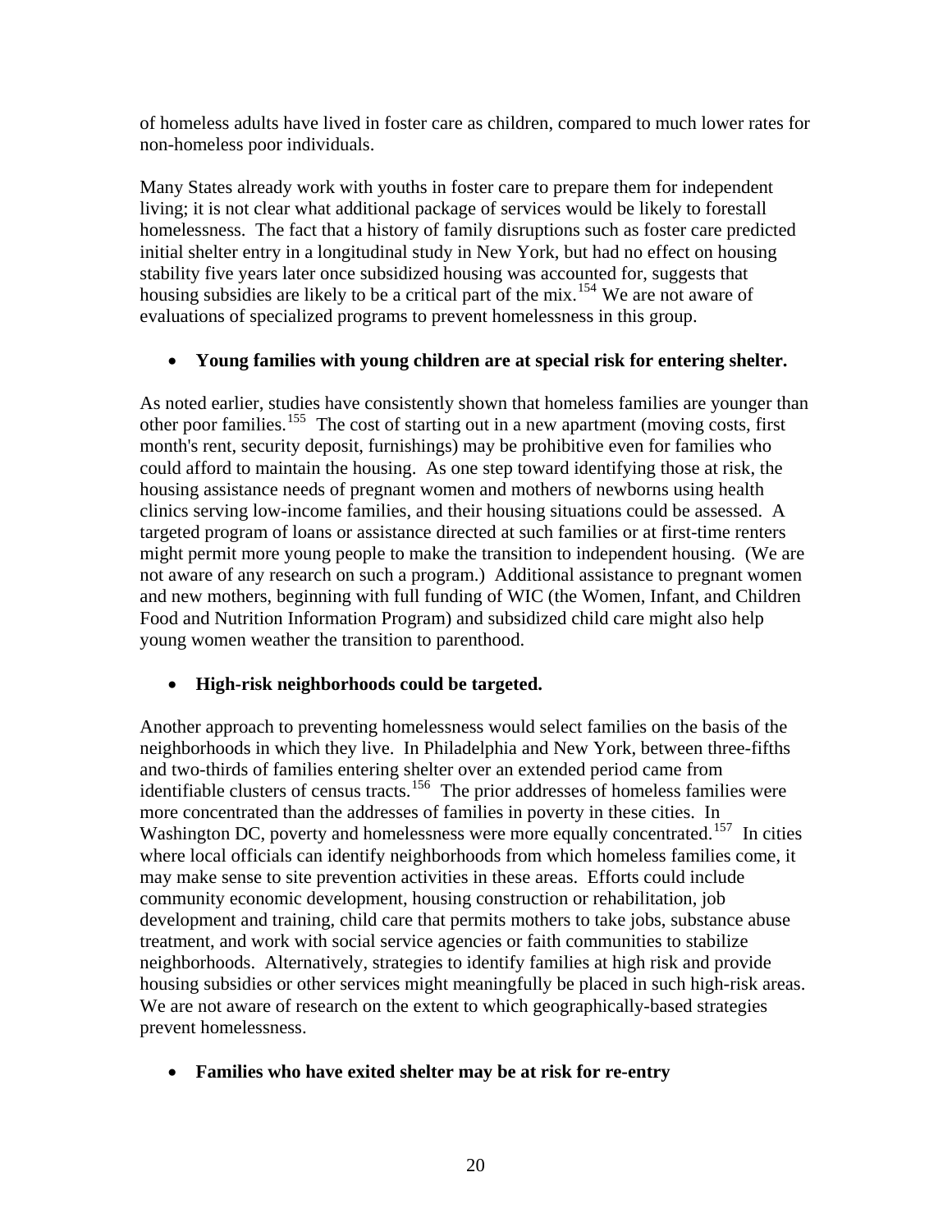of homeless adults have lived in foster care as children, compared to much lower rates for non-homeless poor individuals.

Many States already work with youths in foster care to prepare them for independent living; it is not clear what additional package of services would be likely to forestall homelessness. The fact that a history of family disruptions such as foster care predicted initial shelter entry in a longitudinal study in New York, but had no effect on housing stability five years later once subsidized housing was accounted for, suggests that housing subsidies are likely to be a critical part of the mix.[154] We are not aware of evaluations of specialized programs to prevent homelessness in this group.

- **Young families with young children are at special risk for entering shelter.**

As noted earlier, studies have consistently shown that homeless families are younger than other poor families.[155] The cost of starting out in a new apartment (moving costs, first month's rent, security deposit, furnishings) may be prohibitive even for families who could afford to maintain the housing. As one step toward identifying those at risk, the housing assistance needs of pregnant women and mothers of newborns using health clinics serving low-income families, and their housing situations could be assessed. A targeted program of loans or assistance directed at such families or at first-time renters might permit more young people to make the transition to independent housing. (We are not aware of any research on such a program.) Additional assistance to pregnant women and new mothers, beginning with full funding of WIC (the Women, Infant, and Children Food and Nutrition Information Program) and subsidized child care might also help young women weather the transition to parenthood.

- **High-risk neighborhoods could be targeted.**

Another approach to preventing homelessness would select families on the basis of the neighborhoods in which they live. In Philadelphia and New York, between three-fifths and two-thirds of families entering shelter over an extended period came from identifiable clusters of census tracts.[156] The prior addresses of homeless families were more concentrated than the addresses of families in poverty in these cities. In Washington DC, poverty and homelessness were more equally concentrated.[157] In cities where local officials can identify neighborhoods from which homeless families come, it may make sense to site prevention activities in these areas. Efforts could include community economic development, housing construction or rehabilitation, job development and training, child care that permits mothers to take jobs, substance abuse treatment, and work with social service agencies or faith communities to stabilize neighborhoods. Alternatively, strategies to identify families at high risk and provide housing subsidies or other services might meaningfully be placed in such high-risk areas. We are not aware of research on the extent to which geographically-based strategies prevent homelessness.

- **Families who have exited shelter may be at risk for re-entry**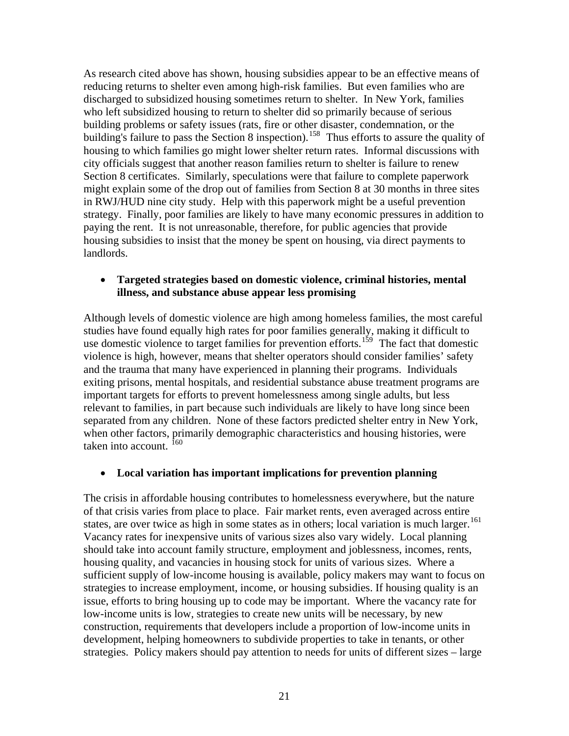As research cited above has shown, housing subsidies appear to be an effective means of reducing returns to shelter even among high-risk families. But even families who are discharged to subsidized housing sometimes return to shelter. In New York, families who left subsidized housing to return to shelter did so primarily because of serious building problems or safety issues (rats, fire or other disaster, condemnation, or the building's failure to pass the Section 8 inspection).[158] Thus efforts to assure the quality of housing to which families go might lower shelter return rates. Informal discussions with city officials suggest that another reason families return to shelter is failure to renew Section 8 certificates. Similarly, speculations were that failure to complete paperwork might explain some of the drop out of families from Section 8 at 30 months in three sites in RWJ/HUD nine city study. Help with this paperwork might be a useful prevention strategy. Finally, poor families are likely to have many economic pressures in addition to paying the rent. It is not unreasonable, therefore, for public agencies that provide housing subsidies to insist that the money be spent on housing, via direct payments to landlords.

- **Targeted strategies based on domestic violence, criminal histories, mental illness, and substance abuse appear less promising**

Although levels of domestic violence are high among homeless families, the most careful studies have found equally high rates for poor families generally, making it difficult to use domestic violence to target families for prevention efforts.[159] The fact that domestic violence is high, however, means that shelter operators should consider families' safety and the trauma that many have experienced in planning their programs. Individuals exiting prisons, mental hospitals, and residential substance abuse treatment programs are important targets for efforts to prevent homelessness among single adults, but less relevant to families, in part because such individuals are likely to have long since been separated from any children. None of these factors predicted shelter entry in New York, when other factors, primarily demographic characteristics and housing histories, were taken into account.[160]

- **Local variation has important implications for prevention planning**

The crisis in affordable housing contributes to homelessness everywhere, but the nature of that crisis varies from place to place. Fair market rents, even averaged across entire states, are over twice as high in some states as in others; local variation is much larger.[161] Vacancy rates for inexpensive units of various sizes also vary widely. Local planning should take into account family structure, employment and joblessness, incomes, rents, housing quality, and vacancies in housing stock for units of various sizes. Where a sufficient supply of low-income housing is available, policy makers may want to focus on strategies to increase employment, income, or housing subsidies. If housing quality is an issue, efforts to bring housing up to code may be important. Where the vacancy rate for low-income units is low, strategies to create new units will be necessary, by new construction, requirements that developers include a proportion of low-income units in development, helping homeowners to subdivide properties to take in tenants, or other strategies. Policy makers should pay attention to needs for units of different sizes – large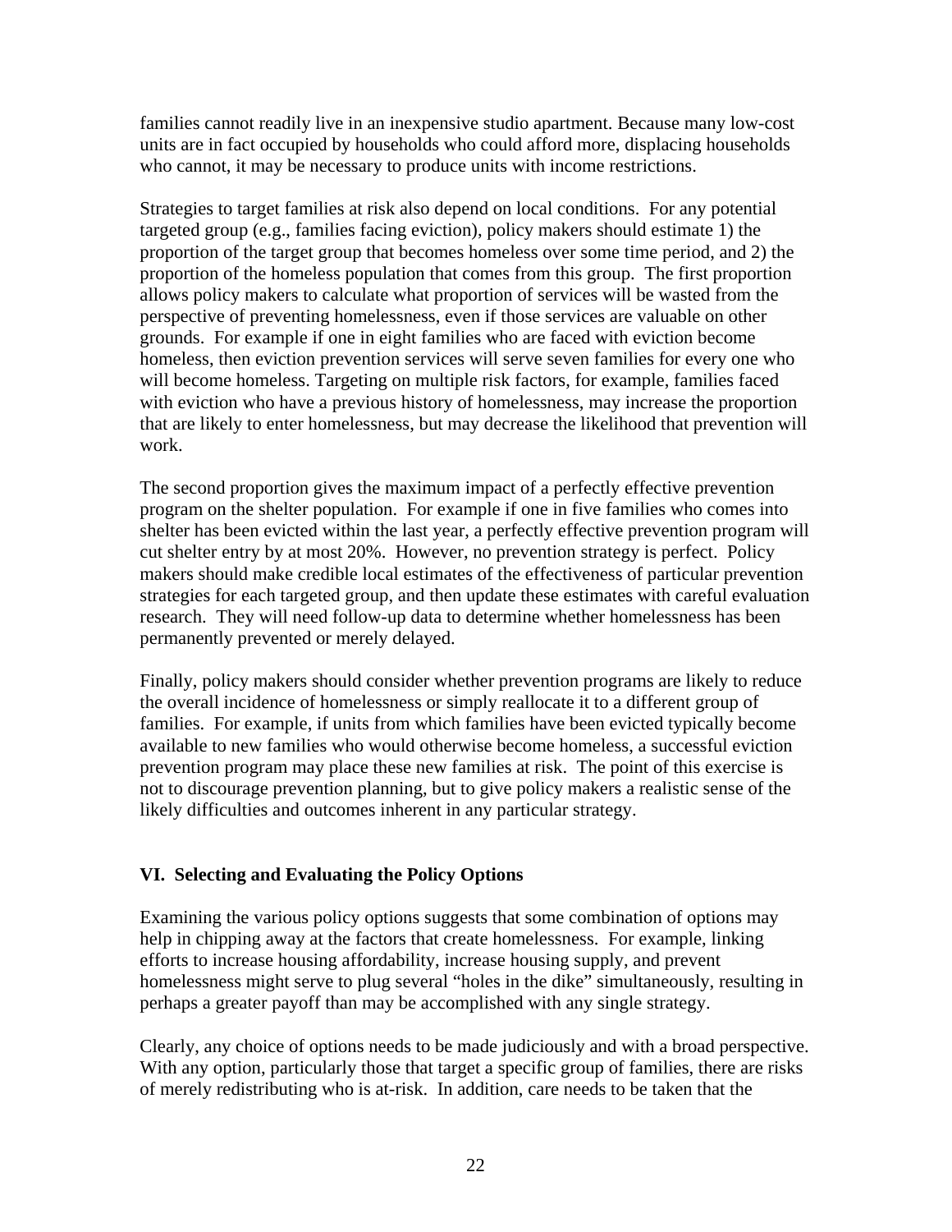families cannot readily live in an inexpensive studio apartment. Because many low-cost units are in fact occupied by households who could afford more, displacing households who cannot, it may be necessary to produce units with income restrictions.

Strategies to target families at risk also depend on local conditions. For any potential targeted group (e.g., families facing eviction), policy makers should estimate 1) the proportion of the target group that becomes homeless over some time period, and 2) the proportion of the homeless population that comes from this group. The first proportion allows policy makers to calculate what proportion of services will be wasted from the perspective of preventing homelessness, even if those services are valuable on other grounds. For example if one in eight families who are faced with eviction become homeless, then eviction prevention services will serve seven families for every one who will become homeless. Targeting on multiple risk factors, for example, families faced with eviction who have a previous history of homelessness, may increase the proportion that are likely to enter homelessness, but may decrease the likelihood that prevention will work.

The second proportion gives the maximum impact of a perfectly effective prevention program on the shelter population. For example if one in five families who comes into shelter has been evicted within the last year, a perfectly effective prevention program will cut shelter entry by at most 20%. However, no prevention strategy is perfect. Policy makers should make credible local estimates of the effectiveness of particular prevention strategies for each targeted group, and then update these estimates with careful evaluation research. They will need follow-up data to determine whether homelessness has been permanently prevented or merely delayed.

Finally, policy makers should consider whether prevention programs are likely to reduce the overall incidence of homelessness or simply reallocate it to a different group of families. For example, if units from which families have been evicted typically become available to new families who would otherwise become homeless, a successful eviction prevention program may place these new families at risk. The point of this exercise is not to discourage prevention planning, but to give policy makers a realistic sense of the likely difficulties and outcomes inherent in any particular strategy.

## VI. Selecting and Evaluating the Policy Options

Examining the various policy options suggests that some combination of options may help in chipping away at the factors that create homelessness. For example, linking efforts to increase housing affordability, increase housing supply, and prevent homelessness might serve to plug several "holes in the dike" simultaneously, resulting in perhaps a greater payoff than may be accomplished with any single strategy.

Clearly, any choice of options needs to be made judiciously and with a broad perspective. With any option, particularly those that target a specific group of families, there are risks of merely redistributing who is at-risk. In addition, care needs to be taken that the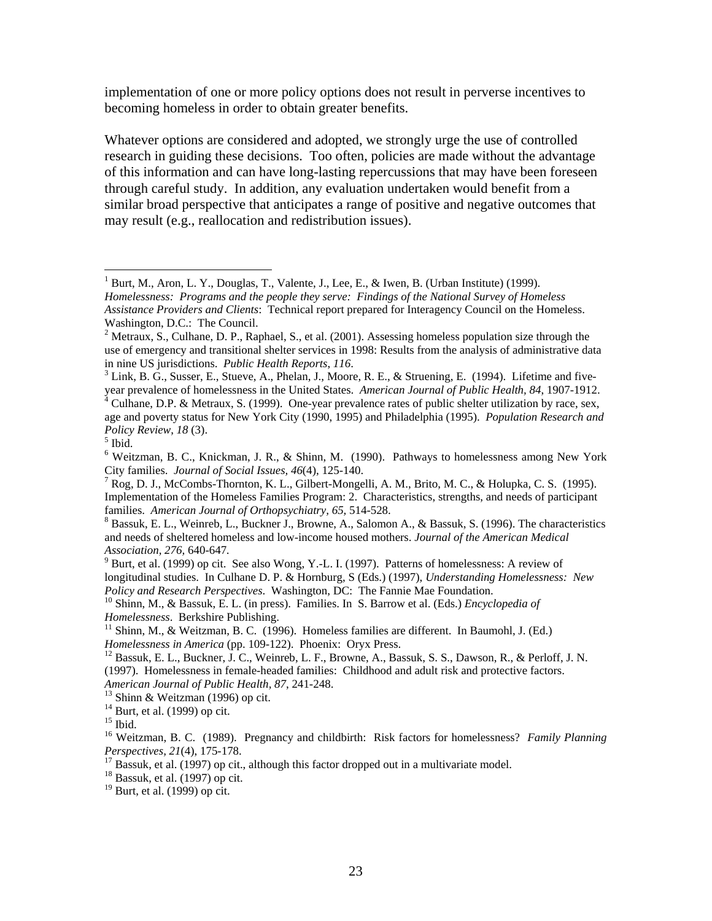implementation of one or more policy options does not result in perverse incentives to becoming homeless in order to obtain greater benefits.

Whatever options are considered and adopted, we strongly urge the use of controlled research in guiding these decisions. Too often, policies are made without the advantage of this information and can have long-lasting repercussions that may have been foreseen through careful study. In addition, any evaluation undertaken would benefit from a similar broad perspective that anticipates a range of positive and negative outcomes that may result (e.g., reallocation and redistribution issues).

---

[1] Burt, M., Aron, L. Y., Douglas, T., Valente, J., Lee, E., & Iwen, B. (Urban Institute) (1999). *Homelessness: Programs and the people they serve: Findings of the National Survey of Homeless Assistance Providers and Clients*: Technical report prepared for Interagency Council on the Homeless. Washington, D.C.: The Council.

[2] Metraux, S., Culhane, D. P., Raphael, S., et al. (2001). Assessing homeless population size through the use of emergency and transitional shelter services in 1998: Results from the analysis of administrative data in nine US jurisdictions. *Public Health Reports, 116*.

[3] Link, B. G., Susser, E., Stueve, A., Phelan, J., Moore, R. E., & Struening, E. (1994). Lifetime and five-year prevalence of homelessness in the United States. *American Journal of Public Health, 84*, 1907-1912.

[4] Culhane, D.P. & Metraux, S. (1999). One-year prevalence rates of public shelter utilization by race, sex, age and poverty status for New York City (1990, 1995) and Philadelphia (1995). *Population Research and Policy Review, 18* (3).

[5] Ibid.

[6] Weitzman, B. C., Knickman, J. R., & Shinn, M. (1990). Pathways to homelessness among New York City families. *Journal of Social Issues, 46*(4), 125-140.

[7] Rog, D. J., McCombs-Thornton, K. L., Gilbert-Mongelli, A. M., Brito, M. C., & Holupka, C. S. (1995). Implementation of the Homeless Families Program: 2. Characteristics, strengths, and needs of participant families. *American Journal of Orthopsychiatry, 65*, 514-528.

[8] Bassuk, E. L., Weinreb, L., Buckner J., Browne, A., Salomon A., & Bassuk, S. (1996). The characteristics and needs of sheltered homeless and low-income housed mothers. *Journal of the American Medical Association, 276*, 640-647.

[9] Burt, et al. (1999) op cit. See also Wong, Y.-L. I. (1997). Patterns of homelessness: A review of longitudinal studies. In Culhane D. P. & Hornburg, S (Eds.) (1997), *Understanding Homelessness: New Policy and Research Perspectives*. Washington, DC: The Fannie Mae Foundation.

[10] Shinn, M., & Bassuk, E. L. (in press). Families. In S. Barrow et al. (Eds.) *Encyclopedia of Homelessness*. Berkshire Publishing.

[11] Shinn, M., & Weitzman, B. C. (1996). Homeless families are different. In Baumohl, J. (Ed.) *Homelessness in America* (pp. 109-122). Phoenix: Oryx Press.

[12] Bassuk, E. L., Buckner, J. C., Weinreb, L. F., Browne, A., Bassuk, S. S., Dawson, R., & Perloff, J. N. (1997). Homelessness in female-headed families: Childhood and adult risk and protective factors. *American Journal of Public Health, 87*, 241-248.

[13] Shinn & Weitzman (1996) op cit.

[14] Burt, et al. (1999) op cit.

[15] Ibid.

[16] Weitzman, B. C. (1989). Pregnancy and childbirth: Risk factors for homelessness? *Family Planning Perspectives, 21*(4), 175-178.

[17] Bassuk, et al. (1997) op cit., although this factor dropped out in a multivariate model.

[18] Bassuk, et al. (1997) op cit.

[19] Burt, et al. (1999) op cit.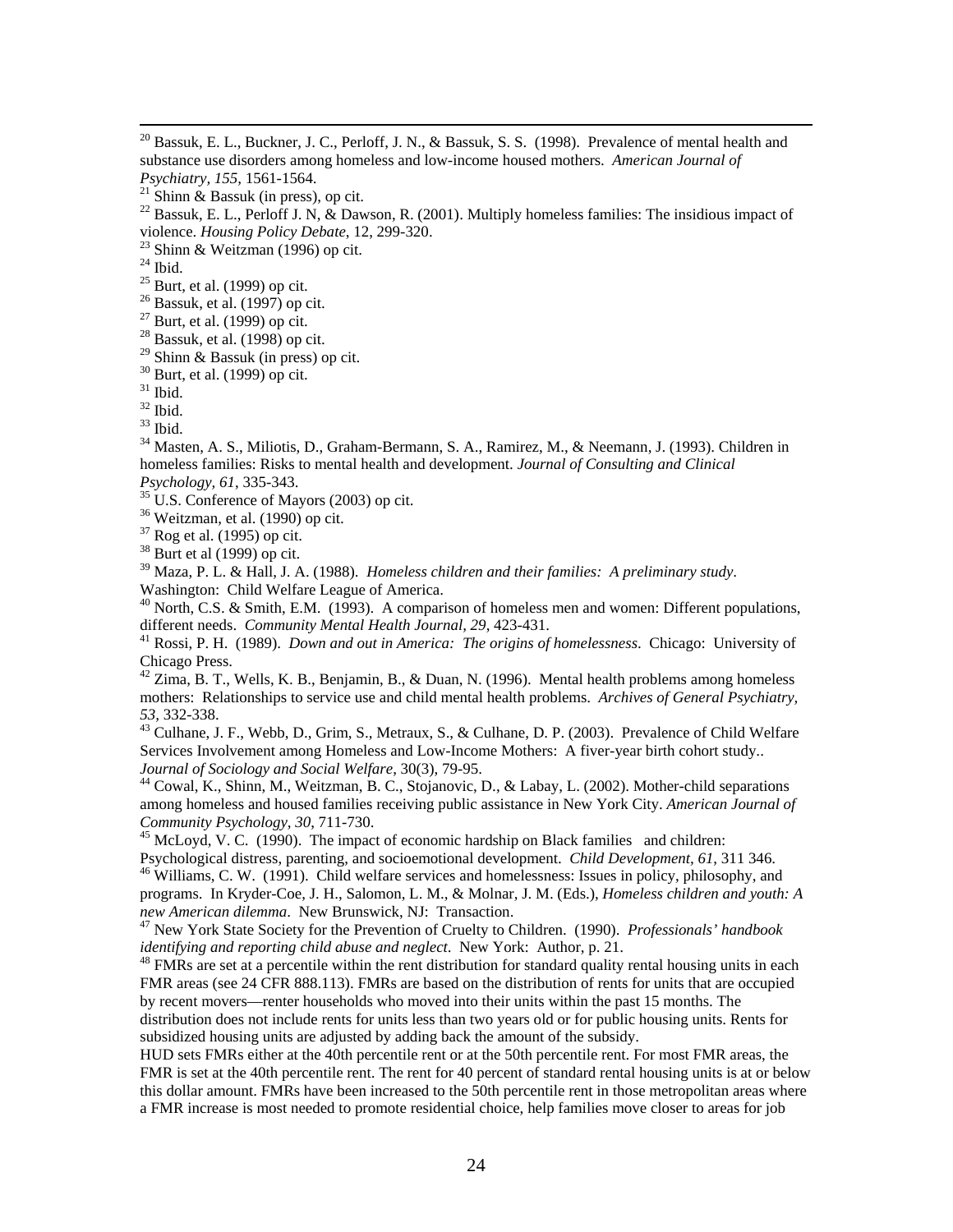[20] Bassuk, E. L., Buckner, J. C., Perloff, J. N., & Bassuk, S. S. (1998). Prevalence of mental health and substance use disorders among homeless and low-income housed mothers. *American Journal of Psychiatry, 155*, 1561-1564.

[21] Shinn & Bassuk (in press), op cit.

[22] Bassuk, E. L., Perloff J. N, & Dawson, R. (2001). Multiply homeless families: The insidious impact of violence. *Housing Policy Debate*, 12, 299-320.

[23] Shinn & Weitzman (1996) op cit.

[24] Ibid.

[25] Burt, et al. (1999) op cit.

[26] Bassuk, et al. (1997) op cit.

[27] Burt, et al. (1999) op cit.

[28] Bassuk, et al. (1998) op cit.

[29] Shinn & Bassuk (in press) op cit.

[30] Burt, et al. (1999) op cit.

[31] Ibid.

[32] Ibid.

[33] Ibid.

[34] Masten, A. S., Miliotis, D., Graham-Bermann, S. A., Ramirez, M., & Neemann, J. (1993). Children in homeless families: Risks to mental health and development. *Journal of Consulting and Clinical Psychology, 61*, 335-343.

[35] U.S. Conference of Mayors (2003) op cit.

[36] Weitzman, et al. (1990) op cit.

[37] Rog et al. (1995) op cit.

[38] Burt et al (1999) op cit.

[39] Maza, P. L. & Hall, J. A. (1988). *Homeless children and their families: A preliminary study*. Washington: Child Welfare League of America.

[40] North, C.S. & Smith, E.M. (1993). A comparison of homeless men and women: Different populations, different needs. *Community Mental Health Journal, 29*, 423-431.

[41] Rossi, P. H. (1989). *Down and out in America: The origins of homelessness*. Chicago: University of Chicago Press.

[42] Zima, B. T., Wells, K. B., Benjamin, B., & Duan, N. (1996). Mental health problems among homeless mothers: Relationships to service use and child mental health problems. *Archives of General Psychiatry, 53*, 332-338.

[43] Culhane, J. F., Webb, D., Grim, S., Metraux, S., & Culhane, D. P. (2003). Prevalence of Child Welfare Services Involvement among Homeless and Low-Income Mothers: A fiver-year birth cohort study.. *Journal of Sociology and Social Welfare*, 30(3), 79-95.

[44] Cowal, K., Shinn, M., Weitzman, B. C., Stojanovic, D., & Labay, L. (2002). Mother-child separations among homeless and housed families receiving public assistance in New York City. *American Journal of Community Psychology, 30*, 711-730.

[45] McLoyd, V. C. (1990). The impact of economic hardship on Black families and children: Psychological distress, parenting, and socioemotional development. *Child Development, 61*, 311 346.

[46] Williams, C. W. (1991). Child welfare services and homelessness: Issues in policy, philosophy, and programs. In Kryder-Coe, J. H., Salomon, L. M., & Molnar, J. M. (Eds.), *Homeless children and youth: A new American dilemma*. New Brunswick, NJ: Transaction.

[47] New York State Society for the Prevention of Cruelty to Children. (1990). *Professionals' handbook identifying and reporting child abuse and neglect*. New York: Author, p. 21.

[48] FMRs are set at a percentile within the rent distribution for standard quality rental housing units in each FMR areas (see 24 CFR 888.113). FMRs are based on the distribution of rents for units that are occupied by recent movers—renter households who moved into their units within the past 15 months. The distribution does not include rents for units less than two years old or for public housing units. Rents for subsidized housing units are adjusted by adding back the amount of the subsidy.

HUD sets FMRs either at the 40th percentile rent or at the 50th percentile rent. For most FMR areas, the FMR is set at the 40th percentile rent. The rent for 40 percent of standard rental housing units is at or below this dollar amount. FMRs have been increased to the 50th percentile rent in those metropolitan areas where a FMR increase is most needed to promote residential choice, help families move closer to areas for job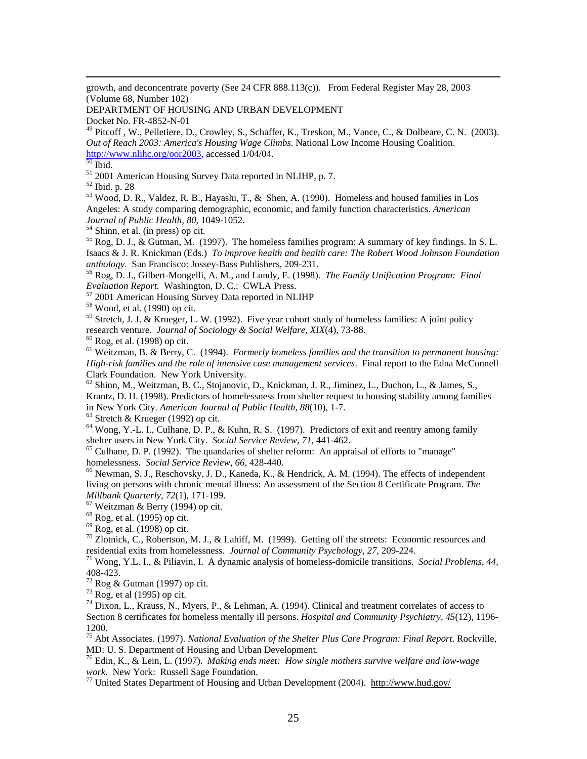growth, and deconcentrate poverty (See 24 CFR 888.113(c)). From Federal Register May 28, 2003 (Volume 68, Number 102)
DEPARTMENT OF HOUSING AND URBAN DEVELOPMENT
Docket No. FR-4852-N-01

[49] Pitcoff , W., Pelletiere, D., Crowley, S., Schaffer, K., Treskon, M., Vance, C., & Dolbeare, C. N. (2003). *Out of Reach 2003: America's Housing Wage Climbs.* National Low Income Housing Coalition. http://www.nlihc.org/oor2003, accessed 1/04/04.

[50] Ibid.

[51] 2001 American Housing Survey Data reported in NLIHP, p. 7.

[52] Ibid. p. 28

[53] Wood, D. R., Valdez, R. B., Hayashi, T., & Shen, A. (1990). Homeless and housed families in Los Angeles: A study comparing demographic, economic, and family function characteristics. *American Journal of Public Health, 80*, 1049-1052.

[54] Shinn, et al. (in press) op cit.

[55] Rog, D. J., & Gutman, M. (1997). The homeless families program: A summary of key findings. In S. L. Isaacs & J. R. Knickman (Eds.) *To improve health and health care: The Robert Wood Johnson Foundation anthology.* San Francisco: Jossey-Bass Publishers, 209-231.

[56] Rog, D. J., Gilbert-Mongelli, A. M., and Lundy, E. (1998). *The Family Unification Program: Final Evaluation Report.* Washington, D. C.: CWLA Press.

[57] 2001 American Housing Survey Data reported in NLIHP

[58] Wood, et al. (1990) op cit.

[59] Stretch, J. J. & Krueger, L. W. (1992). Five year cohort study of homeless families: A joint policy research venture. *Journal of Sociology & Social Welfare, XIX*(4), 73-88.

[60] Rog, et al. (1998) op cit.

[61] Weitzman, B. & Berry, C. (1994). *Formerly homeless families and the transition to permanent housing: High-risk families and the role of intensive case management services*. Final report to the Edna McConnell Clark Foundation. New York University.

[62] Shinn, M., Weitzman, B. C., Stojanovic, D., Knickman, J. R., Jiminez, L., Duchon, L., & James, S., Krantz, D. H. (1998). Predictors of homelessness from shelter request to housing stability among families in New York City. *American Journal of Public Health, 88*(10), 1-7.

[63] Stretch & Krueger (1992) op cit.

[64] Wong, Y.-L. I., Culhane, D. P., & Kuhn, R. S. (1997). Predictors of exit and reentry among family shelter users in New York City. *Social Service Review, 71*, 441-462.

[65] Culhane, D. P. (1992). The quandaries of shelter reform: An appraisal of efforts to "manage" homelessness. *Social Service Review, 66,* 428-440.

[66] Newman, S. J., Reschovsky, J. D., Kaneda, K., & Hendrick, A. M. (1994). The effects of independent living on persons with chronic mental illness: An assessment of the Section 8 Certificate Program. *The Millbank Quarterly, 72*(1), 171-199.

[67] Weitzman & Berry (1994) op cit.

[68] Rog, et al. (1995) op cit.

[69] Rog, et al. (1998) op cit.

[70] Zlotnick, C., Robertson, M. J., & Lahiff, M. (1999). Getting off the streets: Economic resources and residential exits from homelessness. *Journal of Community Psychology, 27*, 209-224.

[71] Wong, Y.L. I., & Piliavin, I. A dynamic analysis of homeless-domicile transitions. *Social Problems, 44,* 408-423.

[72] Rog & Gutman (1997) op cit.

[73] Rog, et al (1995) op cit.

[74] Dixon, L., Krauss, N., Myers, P., & Lehman, A. (1994). Clinical and treatment correlates of access to Section 8 certificates for homeless mentally ill persons. *Hospital and Community Psychiatry, 45*(12), 1196-1200.

[75] Abt Associates. (1997). *National Evaluation of the Shelter Plus Care Program: Final Report*. Rockville, MD: U. S. Department of Housing and Urban Development.

[76] Edin, K., & Lein, L. (1997). *Making ends meet: How single mothers survive welfare and low-wage work.* New York: Russell Sage Foundation.

[77] United States Department of Housing and Urban Development (2004). http://www.hud.gov/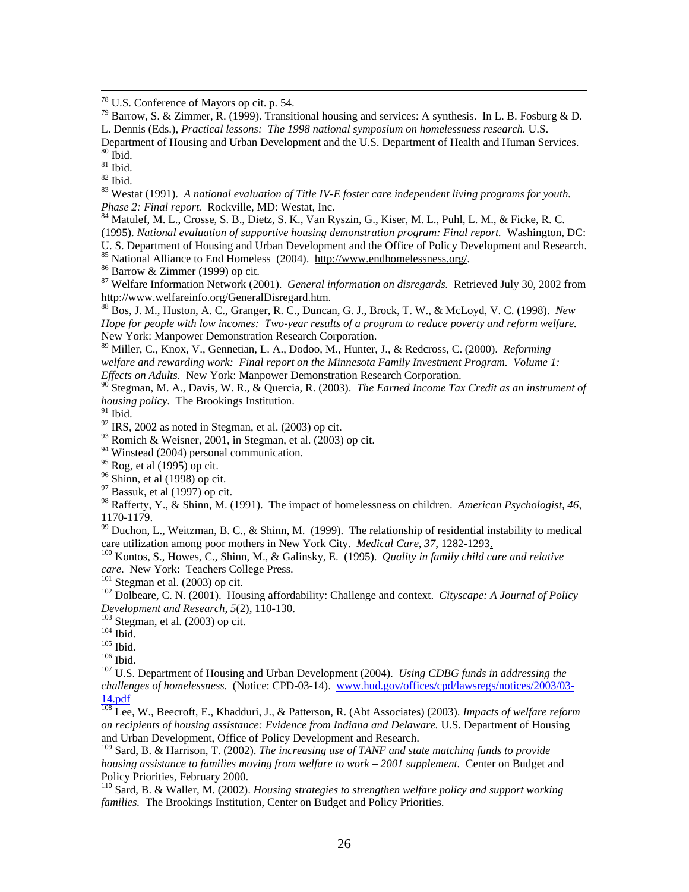[78] U.S. Conference of Mayors op cit. p. 54.

[79] Barrow, S. & Zimmer, R. (1999). Transitional housing and services: A synthesis. In L. B. Fosburg & D. L. Dennis (Eds.), *Practical lessons: The 1998 national symposium on homelessness research.* U.S. Department of Housing and Urban Development and the U.S. Department of Health and Human Services.

[80] Ibid.

[81] Ibid.

[82] Ibid.

[83] Westat (1991). *A national evaluation of Title IV-E foster care independent living programs for youth. Phase 2: Final report.* Rockville, MD: Westat, Inc.

[84] Matulef, M. L., Crosse, S. B., Dietz, S. K., Van Ryszin, G., Kiser, M. L., Puhl, L. M., & Ficke, R. C. (1995). *National evaluation of supportive housing demonstration program: Final report.* Washington, DC: U. S. Department of Housing and Urban Development and the Office of Policy Development and Research.

[85] National Alliance to End Homeless (2004). http://www.endhomelessness.org/.

[86] Barrow & Zimmer (1999) op cit.

[87] Welfare Information Network (2001). *General information on disregards.* Retrieved July 30, 2002 from http://www.welfareinfo.org/GeneralDisregard.htm.

[88] Bos, J. M., Huston, A. C., Granger, R. C., Duncan, G. J., Brock, T. W., & McLoyd, V. C. (1998). *New Hope for people with low incomes: Two-year results of a program to reduce poverty and reform welfare.* New York: Manpower Demonstration Research Corporation.

[89] Miller, C., Knox, V., Gennetian, L. A., Dodoo, M., Hunter, J., & Redcross, C. (2000). *Reforming welfare and rewarding work: Final report on the Minnesota Family Investment Program. Volume 1: Effects on Adults.* New York: Manpower Demonstration Research Corporation.

[90] Stegman, M. A., Davis, W. R., & Quercia, R. (2003). *The Earned Income Tax Credit as an instrument of housing policy*. The Brookings Institution.

[91] Ibid.

[92] IRS, 2002 as noted in Stegman, et al. (2003) op cit.

[93] Romich & Weisner, 2001, in Stegman, et al. (2003) op cit.

[94] Winstead (2004) personal communication.

[95] Rog, et al (1995) op cit.

[96] Shinn, et al (1998) op cit.

[97] Bassuk, et al (1997) op cit.

[98] Rafferty, Y., & Shinn, M. (1991). The impact of homelessness on children. *American Psychologist, 46,* 1170-1179.

[99] Duchon, L., Weitzman, B. C., & Shinn, M. (1999). The relationship of residential instability to medical care utilization among poor mothers in New York City. *Medical Care, 37*, 1282-1293.

[100] Kontos, S., Howes, C., Shinn, M., & Galinsky, E. (1995). *Quality in family child care and relative care*. New York: Teachers College Press.

[101] Stegman et al. (2003) op cit.

[102] Dolbeare, C. N. (2001). Housing affordability: Challenge and context. *Cityscape: A Journal of Policy Development and Research, 5*(2), 110-130.

[103] Stegman, et al. (2003) op cit.

[104] Ibid.

[105] Ibid.

[106] Ibid.

[107] U.S. Department of Housing and Urban Development (2004). *Using CDBG funds in addressing the challenges of homelessness.* (Notice: CPD-03-14). www.hud.gov/offices/cpd/lawsregs/notices/2003/03-14.pdf

[108] Lee, W., Beecroft, E., Khadduri, J., & Patterson, R. (Abt Associates) (2003). *Impacts of welfare reform on recipients of housing assistance: Evidence from Indiana and Delaware.* U.S. Department of Housing and Urban Development, Office of Policy Development and Research.

[109] Sard, B. & Harrison, T. (2002). *The increasing use of TANF and state matching funds to provide housing assistance to families moving from welfare to work – 2001 supplement.* Center on Budget and Policy Priorities, February 2000.

[110] Sard, B. & Waller, M. (2002). *Housing strategies to strengthen welfare policy and support working families.* The Brookings Institution, Center on Budget and Policy Priorities.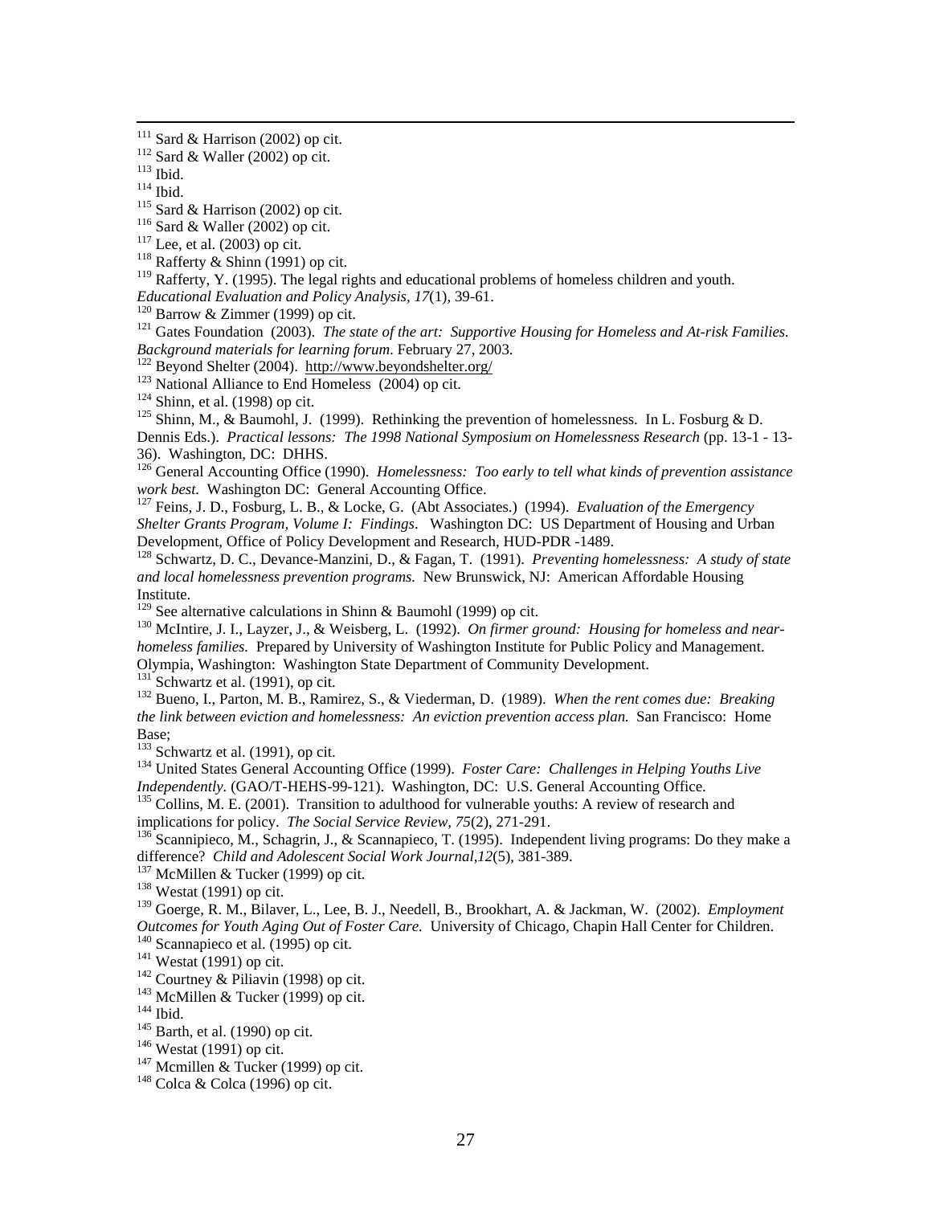[111] Sard & Harrison (2002) op cit.

[112] Sard & Waller (2002) op cit.

[113] Ibid.

[114] Ibid.

[115] Sard & Harrison (2002) op cit.

[116] Sard & Waller (2002) op cit.

[117] Lee, et al. (2003) op cit.

[118] Rafferty & Shinn (1991) op cit.

[119] Rafferty, Y. (1995). The legal rights and educational problems of homeless children and youth. *Educational Evaluation and Policy Analysis*, *17*(1), 39-61.

[120] Barrow & Zimmer (1999) op cit.

[121] Gates Foundation (2003). *The state of the art: Supportive Housing for Homeless and At-risk Families. Background materials for learning forum*. February 27, 2003.

[122] Beyond Shelter (2004). http://www.beyondshelter.org/

[123] National Alliance to End Homeless (2004) op cit.

[124] Shinn, et al. (1998) op cit.

[125] Shinn, M., & Baumohl, J. (1999). Rethinking the prevention of homelessness. In L. Fosburg & D. Dennis Eds.). *Practical lessons: The 1998 National Symposium on Homelessness Research* (pp. 13-1 - 13-36). Washington, DC: DHHS.

[126] General Accounting Office (1990). *Homelessness: Too early to tell what kinds of prevention assistance work best.* Washington DC: General Accounting Office.

[127] Feins, J. D., Fosburg, L. B., & Locke, G. (Abt Associates.) (1994). *Evaluation of the Emergency Shelter Grants Program, Volume I: Findings*. Washington DC: US Department of Housing and Urban Development, Office of Policy Development and Research, HUD-PDR -1489.

[128] Schwartz, D. C., Devance-Manzini, D., & Fagan, T. (1991). *Preventing homelessness: A study of state and local homelessness prevention programs.* New Brunswick, NJ: American Affordable Housing Institute.

[129] See alternative calculations in Shinn & Baumohl (1999) op cit.

[130] McIntire, J. I., Layzer, J., & Weisberg, L. (1992). *On firmer ground: Housing for homeless and near-homeless families.* Prepared by University of Washington Institute for Public Policy and Management. Olympia, Washington: Washington State Department of Community Development.

[131] Schwartz et al. (1991), op cit.

[132] Bueno, I., Parton, M. B., Ramirez, S., & Viederman, D. (1989). *When the rent comes due: Breaking the link between eviction and homelessness: An eviction prevention access plan.* San Francisco: Home Base;

[133] Schwartz et al. (1991), op cit.

[134] United States General Accounting Office (1999). *Foster Care: Challenges in Helping Youths Live Independently.* (GAO/T-HEHS-99-121). Washington, DC: U.S. General Accounting Office.

[135] Collins, M. E. (2001). Transition to adulthood for vulnerable youths: A review of research and implications for policy. *The Social Service Review, 75*(2), 271-291.

[136] Scannipieco, M., Schagrin, J., & Scannapieco, T. (1995). Independent living programs: Do they make a difference? *Child and Adolescent Social Work Journal,12*(5), 381-389.

[137] McMillen & Tucker (1999) op cit.

[138] Westat (1991) op cit.

[139] Goerge, R. M., Bilaver, L., Lee, B. J., Needell, B., Brookhart, A. & Jackman, W. (2002). *Employment Outcomes for Youth Aging Out of Foster Care.* University of Chicago, Chapin Hall Center for Children.

[140] Scannapieco et al. (1995) op cit.

[141] Westat (1991) op cit.

[142] Courtney & Piliavin (1998) op cit.

[143] McMillen & Tucker (1999) op cit.

[144] Ibid.

[145] Barth, et al. (1990) op cit.

[146] Westat (1991) op cit.

[147] Mcmillen & Tucker (1999) op cit.

[148] Colca & Colca (1996) op cit.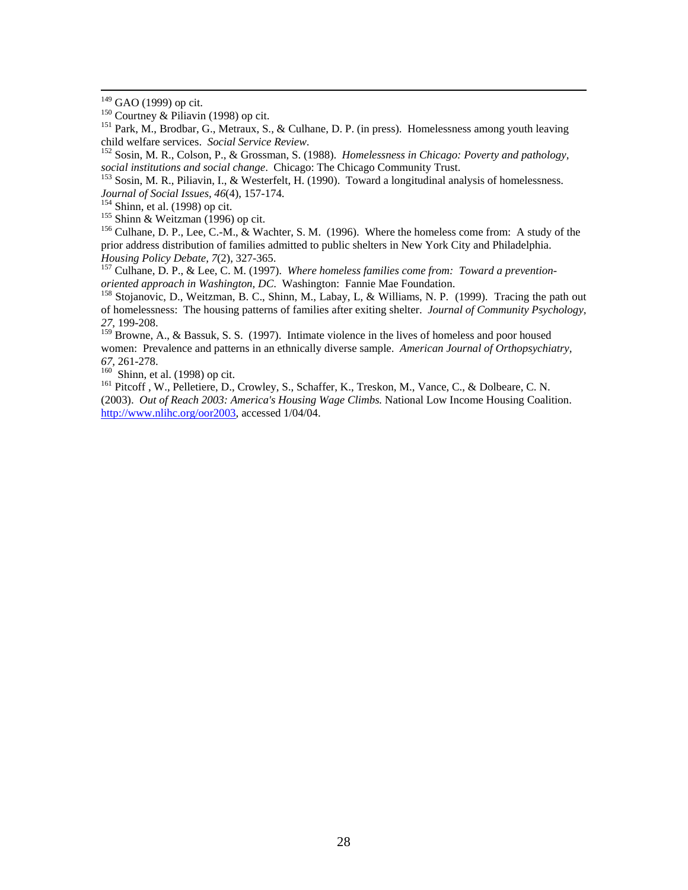[149] GAO (1999) op cit.

[150] Courtney & Piliavin (1998) op cit.

[151] Park, M., Brodbar, G., Metraux, S., & Culhane, D. P. (in press). Homelessness among youth leaving child welfare services. *Social Service Review*.

[152] Sosin, M. R., Colson, P., & Grossman, S. (1988). *Homelessness in Chicago: Poverty and pathology, social institutions and social change*. Chicago: The Chicago Community Trust.

[153] Sosin, M. R., Piliavin, I., & Westerfelt, H. (1990). Toward a longitudinal analysis of homelessness. *Journal of Social Issues, 46*(4), 157-174.

[154] Shinn, et al. (1998) op cit.

[155] Shinn & Weitzman (1996) op cit.

[156] Culhane, D. P., Lee, C.-M., & Wachter, S. M. (1996). Where the homeless come from: A study of the prior address distribution of families admitted to public shelters in New York City and Philadelphia. *Housing Policy Debate, 7*(2), 327-365.

[157] Culhane, D. P., & Lee, C. M. (1997). *Where homeless families come from: Toward a prevention-oriented approach in Washington, DC*. Washington: Fannie Mae Foundation.

[158] Stojanovic, D., Weitzman, B. C., Shinn, M., Labay, L, & Williams, N. P. (1999). Tracing the path out of homelessness: The housing patterns of families after exiting shelter. *Journal of Community Psychology, 27*, 199-208.

[159] Browne, A., & Bassuk, S. S. (1997). Intimate violence in the lives of homeless and poor housed women: Prevalence and patterns in an ethnically diverse sample. *American Journal of Orthopsychiatry, 67*, 261-278.

[160] Shinn, et al. (1998) op cit.

[161] Pitcoff , W., Pelletiere, D., Crowley, S., Schaffer, K., Treskon, M., Vance, C., & Dolbeare, C. N. (2003). *Out of Reach 2003: America's Housing Wage Climbs.* National Low Income Housing Coalition. http://www.nlihc.org/oor2003, accessed 1/04/04.